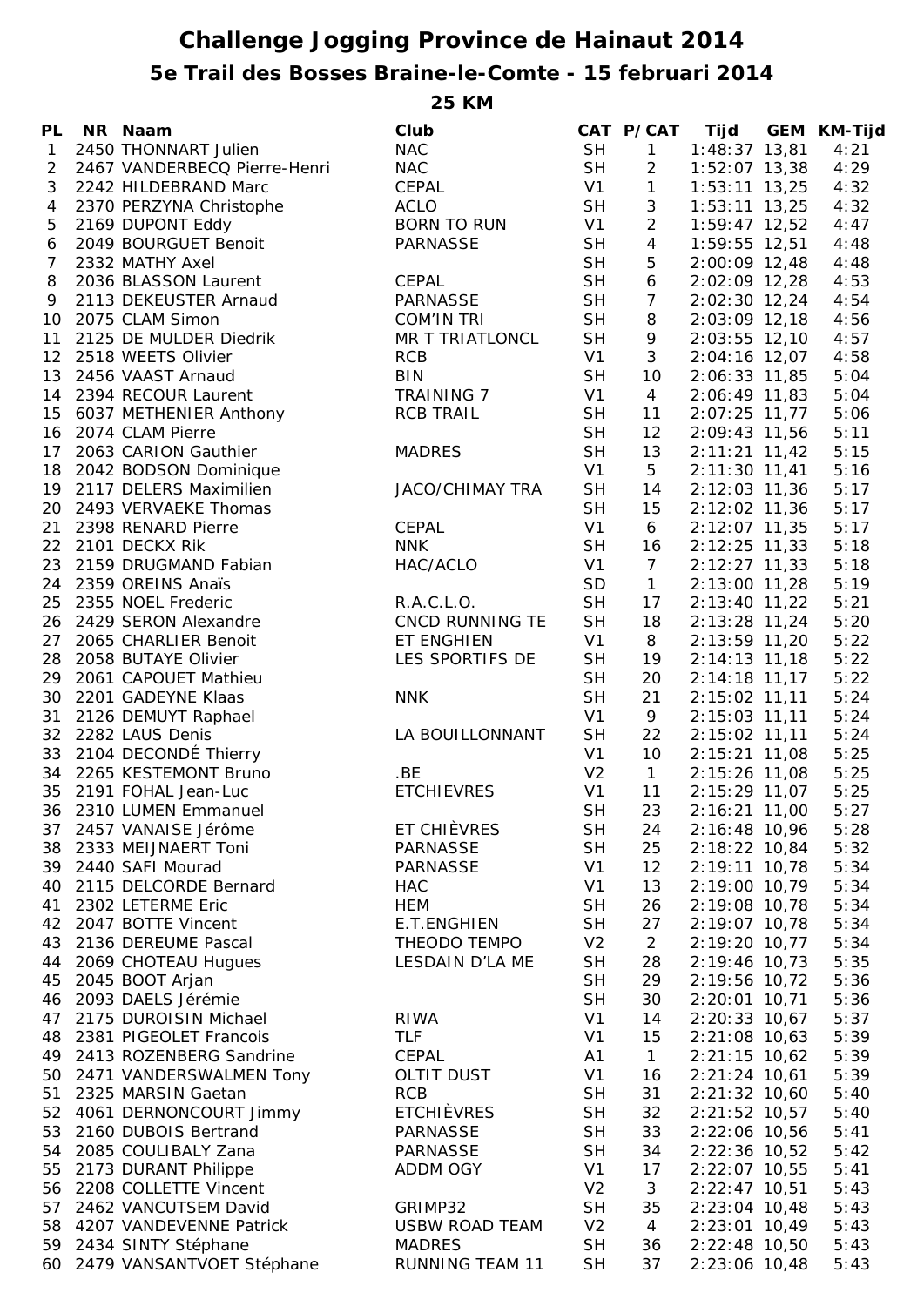# Challenge Jogging Province de Hainaut 2014

## 5e Trail des Bosses Braine-le-Comte - 15 februari 2014

### 25 KM

| PL | NR | Naam | Club | CAT | P/CAT | Tijd | GEM | KM-Tijd |
|---|---|---|---|---|---|---|---|---|
| 1 | 2450 | THONNART Julien | NAC | SH | 1 | 1:48:37 | 13,81 | 4:21 |
| 2 | 2467 | VANDERBECQ Pierre-Henri | NAC | SH | 2 | 1:52:07 | 13,38 | 4:29 |
| 3 | 2242 | HILDEBRAND Marc | CEPAL | V1 | 1 | 1:53:11 | 13,25 | 4:32 |
| 4 | 2370 | PERZYNA Christophe | ACLO | SH | 3 | 1:53:11 | 13,25 | 4:32 |
| 5 | 2169 | DUPONT Eddy | BORN TO RUN | V1 | 2 | 1:59:47 | 12,52 | 4:47 |
| 6 | 2049 | BOURGUET Benoit | PARNASSE | SH | 4 | 1:59:55 | 12,51 | 4:48 |
| 7 | 2332 | MATHY Axel | | SH | 5 | 2:00:09 | 12,48 | 4:48 |
| 8 | 2036 | BLASSON Laurent | CEPAL | SH | 6 | 2:02:09 | 12,28 | 4:53 |
| 9 | 2113 | DEKEUSTER Arnaud | PARNASSE | SH | 7 | 2:02:30 | 12,24 | 4:54 |
| 10 | 2075 | CLAM Simon | COM'IN TRI | SH | 8 | 2:03:09 | 12,18 | 4:56 |
| 11 | 2125 | DE MULDER Diedrik | MR T TRIATLONCL | SH | 9 | 2:03:55 | 12,10 | 4:57 |
| 12 | 2518 | WEETS Olivier | RCB | V1 | 3 | 2:04:16 | 12,07 | 4:58 |
| 13 | 2456 | VAAST Arnaud | BIN | SH | 10 | 2:06:33 | 11,85 | 5:04 |
| 14 | 2394 | RECOUR Laurent | TRAINING 7 | V1 | 4 | 2:06:49 | 11,83 | 5:04 |
| 15 | 6037 | METHENIER Anthony | RCB TRAIL | SH | 11 | 2:07:25 | 11,77 | 5:06 |
| 16 | 2074 | CLAM Pierre | | SH | 12 | 2:09:43 | 11,56 | 5:11 |
| 17 | 2063 | CARION Gauthier | MADRES | SH | 13 | 2:11:21 | 11,42 | 5:15 |
| 18 | 2042 | BODSON Dominique | | V1 | 5 | 2:11:30 | 11,41 | 5:16 |
| 19 | 2117 | DELERS Maximilien | JACO/CHIMAY TRA | SH | 14 | 2:12:03 | 11,36 | 5:17 |
| 20 | 2493 | VERVAEKE Thomas | | SH | 15 | 2:12:02 | 11,36 | 5:17 |
| 21 | 2398 | RENARD Pierre | CEPAL | V1 | 6 | 2:12:07 | 11,35 | 5:17 |
| 22 | 2101 | DECKX Rik | NNK | SH | 16 | 2:12:25 | 11,33 | 5:18 |
| 23 | 2159 | DRUGMAND Fabian | HAC/ACLO | V1 | 7 | 2:12:27 | 11,33 | 5:18 |
| 24 | 2359 | OREINS Anaïs | | SD | 1 | 2:13:00 | 11,28 | 5:19 |
| 25 | 2355 | NOEL Frederic | R.A.C.L.O. | SH | 17 | 2:13:40 | 11,22 | 5:21 |
| 26 | 2429 | SERON Alexandre | CNCD RUNNING TE | SH | 18 | 2:13:28 | 11,24 | 5:20 |
| 27 | 2065 | CHARLIER Benoit | ET ENGHIEN | V1 | 8 | 2:13:59 | 11,20 | 5:22 |
| 28 | 2058 | BUTAYE Olivier | LES SPORTIFS DE | SH | 19 | 2:14:13 | 11,18 | 5:22 |
| 29 | 2061 | CAPOUET Mathieu | | SH | 20 | 2:14:18 | 11,17 | 5:22 |
| 30 | 2201 | GADEYNE Klaas | NNK | SH | 21 | 2:15:02 | 11,11 | 5:24 |
| 31 | 2126 | DEMUYT Raphael | | V1 | 9 | 2:15:03 | 11,11 | 5:24 |
| 32 | 2282 | LAUS Denis | LA BOUILLONNANT | SH | 22 | 2:15:02 | 11,11 | 5:24 |
| 33 | 2104 | DECONDÉ Thierry | | V1 | 10 | 2:15:21 | 11,08 | 5:25 |
| 34 | 2265 | KESTEMONT Bruno | .BE | V2 | 1 | 2:15:26 | 11,08 | 5:25 |
| 35 | 2191 | FOHAL Jean-Luc | ETCHIEVRES | V1 | 11 | 2:15:29 | 11,07 | 5:25 |
| 36 | 2310 | LUMEN Emmanuel | | SH | 23 | 2:16:21 | 11,00 | 5:27 |
| 37 | 2457 | VANAISE Jérôme | ET CHIÈVRES | SH | 24 | 2:16:48 | 10,96 | 5:28 |
| 38 | 2333 | MEIJNAERT Toni | PARNASSE | SH | 25 | 2:18:22 | 10,84 | 5:32 |
| 39 | 2440 | SAFI Mourad | PARNASSE | V1 | 12 | 2:19:11 | 10,78 | 5:34 |
| 40 | 2115 | DELCORDE Bernard | HAC | V1 | 13 | 2:19:00 | 10,79 | 5:34 |
| 41 | 2302 | LETERME Eric | HEM | SH | 26 | 2:19:08 | 10,78 | 5:34 |
| 42 | 2047 | BOTTE Vincent | E.T.ENGHIEN | SH | 27 | 2:19:07 | 10,78 | 5:34 |
| 43 | 2136 | DEREUME Pascal | THEODO TEMPO | V2 | 2 | 2:19:20 | 10,77 | 5:34 |
| 44 | 2069 | CHOTEAU Hugues | LESDAIN D'LA ME | SH | 28 | 2:19:46 | 10,73 | 5:35 |
| 45 | 2045 | BOOT Arjan | | SH | 29 | 2:19:56 | 10,72 | 5:36 |
| 46 | 2093 | DAELS Jérémie | | SH | 30 | 2:20:01 | 10,71 | 5:36 |
| 47 | 2175 | DUROISIN Michael | RIWA | V1 | 14 | 2:20:33 | 10,67 | 5:37 |
| 48 | 2381 | PIGEOLET Francois | TLF | V1 | 15 | 2:21:08 | 10,63 | 5:39 |
| 49 | 2413 | ROZENBERG Sandrine | CEPAL | A1 | 1 | 2:21:15 | 10,62 | 5:39 |
| 50 | 2471 | VANDERSWALMEN Tony | OLTIT DUST | V1 | 16 | 2:21:24 | 10,61 | 5:39 |
| 51 | 2325 | MARSIN Gaetan | RCB | SH | 31 | 2:21:32 | 10,60 | 5:40 |
| 52 | 4061 | DERNONCOURT Jimmy | ETCHIÈVRES | SH | 32 | 2:21:52 | 10,57 | 5:40 |
| 53 | 2160 | DUBOIS Bertrand | PARNASSE | SH | 33 | 2:22:06 | 10,56 | 5:41 |
| 54 | 2085 | COULIBALY Zana | PARNASSE | SH | 34 | 2:22:36 | 10,52 | 5:42 |
| 55 | 2173 | DURANT Philippe | ADDM OGY | V1 | 17 | 2:22:07 | 10,55 | 5:41 |
| 56 | 2208 | COLLETTE Vincent | | V2 | 3 | 2:22:47 | 10,51 | 5:43 |
| 57 | 2462 | VANCUTSEM David | GRIMP32 | SH | 35 | 2:23:04 | 10,48 | 5:43 |
| 58 | 4207 | VANDEVENNE Patrick | USBW ROAD TEAM | V2 | 4 | 2:23:01 | 10,49 | 5:43 |
| 59 | 2434 | SINTY Stéphane | MADRES | SH | 36 | 2:22:48 | 10,50 | 5:43 |
| 60 | 2479 | VANSANTVOET Stéphane | RUNNING TEAM 11 | SH | 37 | 2:23:06 | 10,48 | 5:43 |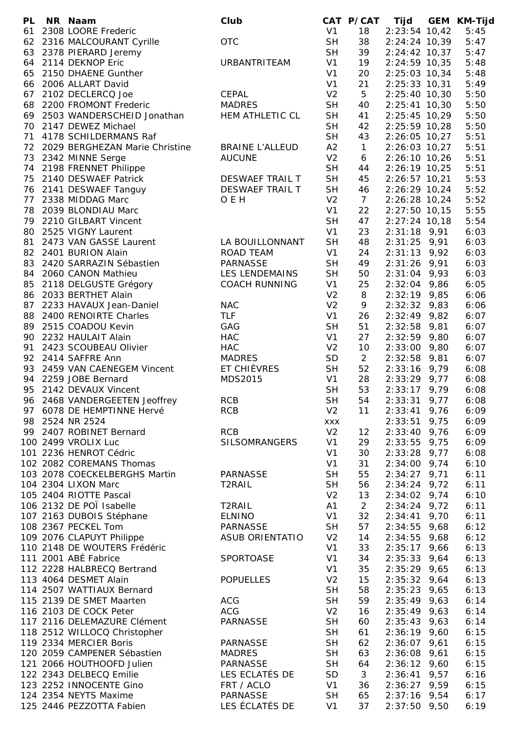| PL | NR | Naam | Club | CAT | P/CAT | Tijd | GEM | KM-Tijd |
|---|---|---|---|---|---|---|---|---|
| 61 | 2308 | LOORE Frederic | | V1 | 18 | 2:23:54 | 10,42 | 5:45 |
| 62 | 2316 | MALCOURANT Cyrille | OTC | SH | 38 | 2:24:24 | 10,39 | 5:47 |
| 63 | 2378 | PIERARD Jeremy | | SH | 39 | 2:24:42 | 10,37 | 5:47 |
| 64 | 2114 | DEKNOP Eric | URBANTRITEAM | V1 | 19 | 2:24:59 | 10,35 | 5:48 |
| 65 | 2150 | DHAENE Gunther | | V1 | 20 | 2:25:03 | 10,34 | 5:48 |
| 66 | 2006 | ALLART David | | V1 | 21 | 2:25:33 | 10,31 | 5:49 |
| 67 | 2102 | DECLERCQ Joe | CEPAL | V2 | 5 | 2:25:40 | 10,30 | 5:50 |
| 68 | 2200 | FROMONT Frederic | MADRES | SH | 40 | 2:25:41 | 10,30 | 5:50 |
| 69 | 2503 | WANDERSCHEID Jonathan | HEM ATHLETIC CL | SH | 41 | 2:25:45 | 10,29 | 5:50 |
| 70 | 2147 | DEWEZ Michael | | SH | 42 | 2:25:59 | 10,28 | 5:50 |
| 71 | 4178 | SCHILDERMANS Raf | | SH | 43 | 2:26:05 | 10,27 | 5:51 |
| 72 | 2029 | BERGHEZAN Marie Christine | BRAINE L'ALLEUD | A2 | 1 | 2:26:03 | 10,27 | 5:51 |
| 73 | 2342 | MINNE Serge | AUCUNE | V2 | 6 | 2:26:10 | 10,26 | 5:51 |
| 74 | 2198 | FRENNET Philippe | | SH | 44 | 2:26:19 | 10,25 | 5:51 |
| 75 | 2140 | DESWAEF Patrick | DESWAEF TRAIL T | SH | 45 | 2:26:57 | 10,21 | 5:53 |
| 76 | 2141 | DESWAEF Tanguy | DESWAEF TRAIL T | SH | 46 | 2:26:29 | 10,24 | 5:52 |
| 77 | 2338 | MIDDAG Marc | O E H | V2 | 7 | 2:26:28 | 10,24 | 5:52 |
| 78 | 2039 | BLONDIAU Marc | | V1 | 22 | 2:27:50 | 10,15 | 5:55 |
| 79 | 2210 | GILBART Vincent | | SH | 47 | 2:27:24 | 10,18 | 5:54 |
| 80 | 2525 | VIGNY Laurent | | V1 | 23 | 2:31:18 | 9,91 | 6:03 |
| 81 | 2473 | VAN GASSE Laurent | LA BOUILLONNANT | SH | 48 | 2:31:25 | 9,91 | 6:03 |
| 82 | 2401 | BURION Alain | ROAD TEAM | V1 | 24 | 2:31:13 | 9,92 | 6:03 |
| 83 | 2420 | SARRAZIN Sébastien | PARNASSE | SH | 49 | 2:31:26 | 9,91 | 6:03 |
| 84 | 2060 | CANON Mathieu | LES LENDEMAINS | SH | 50 | 2:31:04 | 9,93 | 6:03 |
| 85 | 2118 | DELGUSTE Grégory | COACH RUNNING | V1 | 25 | 2:32:04 | 9,86 | 6:05 |
| 86 | 2033 | BERTHET Alain | | V2 | 8 | 2:32:19 | 9,85 | 6:06 |
| 87 | 2233 | HAVAUX Jean-Daniel | NAC | V2 | 9 | 2:32:32 | 9,83 | 6:06 |
| 88 | 2400 | RENOIRTE Charles | TLF | V1 | 26 | 2:32:49 | 9,82 | 6:07 |
| 89 | 2515 | COADOU Kevin | GAG | SH | 51 | 2:32:58 | 9,81 | 6:07 |
| 90 | 2232 | HAULAIT Alain | HAC | V1 | 27 | 2:32:59 | 9,80 | 6:07 |
| 91 | 2423 | SCOUBEAU Olivier | HAC | V2 | 10 | 2:33:00 | 9,80 | 6:07 |
| 92 | 2414 | SAFFRE Ann | MADRES | SD | 2 | 2:32:58 | 9,81 | 6:07 |
| 93 | 2459 | VAN CAENEGEM Vincent | ET CHIÈVRES | SH | 52 | 2:33:16 | 9,79 | 6:08 |
| 94 | 2259 | JOBE Bernard | MDS2015 | V1 | 28 | 2:33:29 | 9,77 | 6:08 |
| 95 | 2142 | DEVAUX Vincent | | SH | 53 | 2:33:17 | 9,79 | 6:08 |
| 96 | 2468 | VANDERGEETEN Jeoffrey | RCB | SH | 54 | 2:33:31 | 9,77 | 6:08 |
| 97 | 6078 | DE HEMPTINNE Hervé | RCB | V2 | 11 | 2:33:41 | 9,76 | 6:09 |
| 98 | 2524 | NR 2524 | | XXX | | 2:33:51 | 9,75 | 6:09 |
| 99 | 2407 | ROBINET Bernard | RCB | V2 | 12 | 2:33:40 | 9,76 | 6:09 |
| 100 | 2499 | VROLIX Luc | SILSOMRANGERS | V1 | 29 | 2:33:55 | 9,75 | 6:09 |
| 101 | 2236 | HENROT Cédric | | V1 | 30 | 2:33:28 | 9,77 | 6:08 |
| 102 | 2082 | COREMANS Thomas | | V1 | 31 | 2:34:00 | 9,74 | 6:10 |
| 103 | 2078 | COECKELBERGHS Martin | PARNASSE | SH | 55 | 2:34:27 | 9,71 | 6:11 |
| 104 | 2304 | LIXON Marc | T2RAIL | SH | 56 | 2:34:24 | 9,72 | 6:11 |
| 105 | 2404 | RIOTTE Pascal | | V2 | 13 | 2:34:02 | 9,74 | 6:10 |
| 106 | 2132 | DE POÏ Isabelle | T2RAIL | A1 | 2 | 2:34:24 | 9,72 | 6:11 |
| 107 | 2163 | DUBOIS Stéphane | ELNINO | V1 | 32 | 2:34:41 | 9,70 | 6:11 |
| 108 | 2367 | PECKEL Tom | PARNASSE | SH | 57 | 2:34:55 | 9,68 | 6:12 |
| 109 | 2076 | CLAPUYT Philippe | ASUB ORIENTATIO | V2 | 14 | 2:34:55 | 9,68 | 6:12 |
| 110 | 2148 | DE WOUTERS Frédéric | | V1 | 33 | 2:35:17 | 9,66 | 6:13 |
| 111 | 2001 | ABÉ Fabrice | SPORTOASE | V1 | 34 | 2:35:33 | 9,64 | 6:13 |
| 112 | 2228 | HALBRECQ Bertrand | | V1 | 35 | 2:35:29 | 9,65 | 6:13 |
| 113 | 4064 | DESMET Alain | POPUELLES | V2 | 15 | 2:35:32 | 9,64 | 6:13 |
| 114 | 2507 | WATTIAUX Bernard | | SH | 58 | 2:35:23 | 9,65 | 6:13 |
| 115 | 2139 | DE SMET Maarten | ACG | SH | 59 | 2:35:49 | 9,63 | 6:14 |
| 116 | 2103 | DE COCK Peter | ACG | V2 | 16 | 2:35:49 | 9,63 | 6:14 |
| 117 | 2116 | DELEMAZURE Clément | PARNASSE | SH | 60 | 2:35:43 | 9,63 | 6:14 |
| 118 | 2512 | WILLOCQ Christopher | | SH | 61 | 2:36:19 | 9,60 | 6:15 |
| 119 | 2334 | MERCIER Boris | PARNASSE | SH | 62 | 2:36:07 | 9,61 | 6:15 |
| 120 | 2059 | CAMPENER Sébastien | MADRES | SH | 63 | 2:36:08 | 9,61 | 6:15 |
| 121 | 2066 | HOUTHOOFD Julien | PARNASSE | SH | 64 | 2:36:12 | 9,60 | 6:15 |
| 122 | 2343 | DELBECQ Emilie | LES ECLATÉS DE | SD | 3 | 2:36:41 | 9,57 | 6:16 |
| 123 | 2252 | INNOCENTE Gino | FRT / ACLO | V1 | 36 | 2:36:27 | 9,59 | 6:15 |
| 124 | 2354 | NEYTS Maxime | PARNASSE | SH | 65 | 2:37:16 | 9,54 | 6:17 |
| 125 | 2446 | PEZZOTTA Fabien | LES ÉCLATÉS DE | V1 | 37 | 2:37:50 | 9,50 | 6:19 |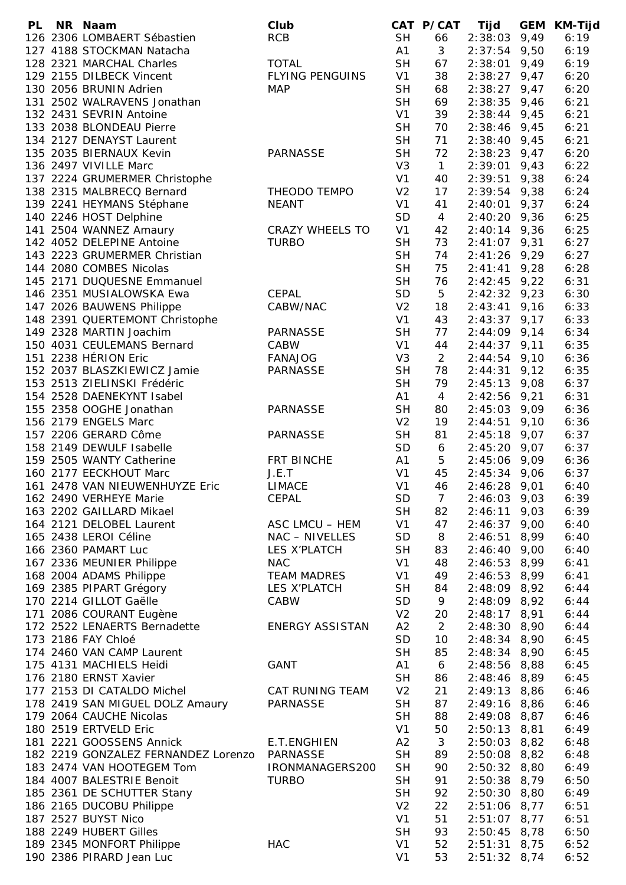| PL | NR | Naam | Club | CAT | P/CAT | Tijd | GEM | KM-Tijd |
|---|---|---|---|---|---|---|---|---|
| 126 | 2306 | LOMBAERT Sébastien | RCB | SH | 66 | 2:38:03 | 9,49 | 6:19 |
| 127 | 4188 | STOCKMAN Natacha | | A1 | 3 | 2:37:54 | 9,50 | 6:19 |
| 128 | 2321 | MARCHAL Charles | TOTAL | SH | 67 | 2:38:01 | 9,49 | 6:19 |
| 129 | 2155 | DILBECK Vincent | FLYING PENGUINS | V1 | 38 | 2:38:27 | 9,47 | 6:20 |
| 130 | 2056 | BRUNIN Adrien | MAP | SH | 68 | 2:38:27 | 9,47 | 6:20 |
| 131 | 2502 | WALRAVENS Jonathan | | SH | 69 | 2:38:35 | 9,46 | 6:21 |
| 132 | 2431 | SEVRIN Antoine | | V1 | 39 | 2:38:44 | 9,45 | 6:21 |
| 133 | 2038 | BLONDEAU Pierre | | SH | 70 | 2:38:46 | 9,45 | 6:21 |
| 134 | 2127 | DENAYST Laurent | | SH | 71 | 2:38:40 | 9,45 | 6:21 |
| 135 | 2035 | BIERNAUX Kevin | PARNASSE | SH | 72 | 2:38:23 | 9,47 | 6:20 |
| 136 | 2497 | VIVILLE Marc | | V3 | 1 | 2:39:01 | 9,43 | 6:22 |
| 137 | 2224 | GRUMERMER Christophe | | V1 | 40 | 2:39:51 | 9,38 | 6:24 |
| 138 | 2315 | MALBRECQ Bernard | THEODO TEMPO | V2 | 17 | 2:39:54 | 9,38 | 6:24 |
| 139 | 2241 | HEYMANS Stéphane | NEANT | V1 | 41 | 2:40:01 | 9,37 | 6:24 |
| 140 | 2246 | HOST Delphine | | SD | 4 | 2:40:20 | 9,36 | 6:25 |
| 141 | 2504 | WANNEZ Amaury | CRAZY WHEELS TO | V1 | 42 | 2:40:14 | 9,36 | 6:25 |
| 142 | 4052 | DELEPINE Antoine | TURBO | SH | 73 | 2:41:07 | 9,31 | 6:27 |
| 143 | 2223 | GRUMERMER Christian | | SH | 74 | 2:41:26 | 9,29 | 6:27 |
| 144 | 2080 | COMBES Nicolas | | SH | 75 | 2:41:41 | 9,28 | 6:28 |
| 145 | 2171 | DUQUESNE Emmanuel | | SH | 76 | 2:42:45 | 9,22 | 6:31 |
| 146 | 2351 | MUSIALOWSKA Ewa | CEPAL | SD | 5 | 2:42:32 | 9,23 | 6:30 |
| 147 | 2026 | BAUWENS Philippe | CABW/NAC | V2 | 18 | 2:43:41 | 9,16 | 6:33 |
| 148 | 2391 | QUERTEMONT Christophe | | V1 | 43 | 2:43:37 | 9,17 | 6:33 |
| 149 | 2328 | MARTIN Joachim | PARNASSE | SH | 77 | 2:44:09 | 9,14 | 6:34 |
| 150 | 4031 | CEULEMANS Bernard | CABW | V1 | 44 | 2:44:37 | 9,11 | 6:35 |
| 151 | 2238 | HÉRION Eric | FANAJOG | V3 | 2 | 2:44:54 | 9,10 | 6:36 |
| 152 | 2037 | BLASZKIEWICZ Jamie | PARNASSE | SH | 78 | 2:44:31 | 9,12 | 6:35 |
| 153 | 2513 | ZIELINSKI Frédéric | | SH | 79 | 2:45:13 | 9,08 | 6:37 |
| 154 | 2528 | DAENEKYNT Isabel | | A1 | 4 | 2:42:56 | 9,21 | 6:31 |
| 155 | 2358 | OOGHE Jonathan | PARNASSE | SH | 80 | 2:45:03 | 9,09 | 6:36 |
| 156 | 2179 | ENGELS Marc | | V2 | 19 | 2:44:51 | 9,10 | 6:36 |
| 157 | 2206 | GERARD Côme | PARNASSE | SH | 81 | 2:45:18 | 9,07 | 6:37 |
| 158 | 2149 | DEWULF Isabelle | | SD | 6 | 2:45:20 | 9,07 | 6:37 |
| 159 | 2505 | WANTY Catherine | FRT BINCHE | A1 | 5 | 2:45:06 | 9,09 | 6:36 |
| 160 | 2177 | EECKHOUT Marc | J.E.T | V1 | 45 | 2:45:34 | 9,06 | 6:37 |
| 161 | 2478 | VAN NIEUWENHUYZE Eric | LIMACE | V1 | 46 | 2:46:28 | 9,01 | 6:40 |
| 162 | 2490 | VERHEYE Marie | CEPAL | SD | 7 | 2:46:03 | 9,03 | 6:39 |
| 163 | 2202 | GAILLARD Mikael | | SH | 82 | 2:46:11 | 9,03 | 6:39 |
| 164 | 2121 | DELOBEL Laurent | ASC LMCU – HEM | V1 | 47 | 2:46:37 | 9,00 | 6:40 |
| 165 | 2438 | LEROI Céline | NAC – NIVELLES | SD | 8 | 2:46:51 | 8,99 | 6:40 |
| 166 | 2360 | PAMART Luc | LES X'PLATCH | SH | 83 | 2:46:40 | 9,00 | 6:40 |
| 167 | 2336 | MEUNIER Philippe | NAC | V1 | 48 | 2:46:53 | 8,99 | 6:41 |
| 168 | 2004 | ADAMS Philippe | TEAM MADRES | V1 | 49 | 2:46:53 | 8,99 | 6:41 |
| 169 | 2385 | PIPART Grégory | LES X'PLATCH | SH | 84 | 2:48:09 | 8,92 | 6:44 |
| 170 | 2214 | GILLOT Gaëlle | CABW | SD | 9 | 2:48:09 | 8,92 | 6:44 |
| 171 | 2086 | COURANT Eugène | | V2 | 20 | 2:48:17 | 8,91 | 6:44 |
| 172 | 2522 | LENAERTS Bernadette | ENERGY ASSISTAN | A2 | 2 | 2:48:30 | 8,90 | 6:44 |
| 173 | 2186 | FAY Chloé | | SD | 10 | 2:48:34 | 8,90 | 6:45 |
| 174 | 2460 | VAN CAMP Laurent | | SH | 85 | 2:48:34 | 8,90 | 6:45 |
| 175 | 4131 | MACHIELS Heidi | GANT | A1 | 6 | 2:48:56 | 8,88 | 6:45 |
| 176 | 2180 | ERNST Xavier | | SH | 86 | 2:48:46 | 8,89 | 6:45 |
| 177 | 2153 | DI CATALDO Michel | CAT RUNING TEAM | V2 | 21 | 2:49:13 | 8,86 | 6:46 |
| 178 | 2419 | SAN MIGUEL DOLZ Amaury | PARNASSE | SH | 87 | 2:49:16 | 8,86 | 6:46 |
| 179 | 2064 | CAUCHE Nicolas | | SH | 88 | 2:49:08 | 8,87 | 6:46 |
| 180 | 2519 | ERTVELD Eric | | V1 | 50 | 2:50:13 | 8,81 | 6:49 |
| 181 | 2221 | GOOSSENS Annick | E.T.ENGHIEN | A2 | 3 | 2:50:03 | 8,82 | 6:48 |
| 182 | 2219 | GONZALEZ FERNANDEZ Lorenzo | PARNASSE | SH | 89 | 2:50:08 | 8,82 | 6:48 |
| 183 | 2474 | VAN HOOTEGEM Tom | IRONMANAGERS200 | SH | 90 | 2:50:32 | 8,80 | 6:49 |
| 184 | 4007 | BALESTRIE Benoit | TURBO | SH | 91 | 2:50:38 | 8,79 | 6:50 |
| 185 | 2361 | DE SCHUTTER Stany | | SH | 92 | 2:50:30 | 8,80 | 6:49 |
| 186 | 2165 | DUCOBU Philippe | | V2 | 22 | 2:51:06 | 8,77 | 6:51 |
| 187 | 2527 | BUYST Nico | | V1 | 51 | 2:51:07 | 8,77 | 6:51 |
| 188 | 2249 | HUBERT Gilles | | SH | 93 | 2:50:45 | 8,78 | 6:50 |
| 189 | 2345 | MONFORT Philippe | HAC | V1 | 52 | 2:51:31 | 8,75 | 6:52 |
| 190 | 2386 | PIRARD Jean Luc | | V1 | 53 | 2:51:32 | 8,74 | 6:52 |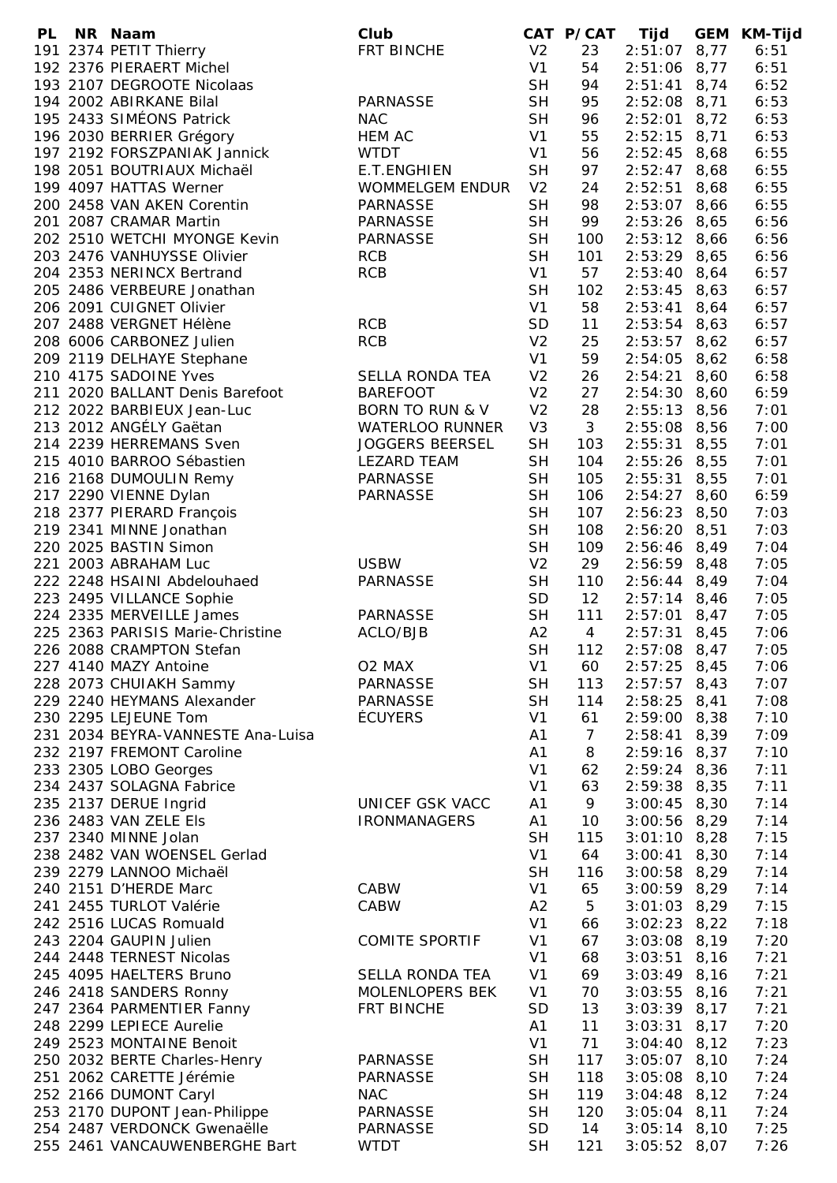| PL | NR | Naam | Club | CAT | P/CAT | Tijd | GEM | KM-Tijd |
|---|---|---|---|---|---|---|---|---|
| 191 | 2374 | PETIT Thierry | FRT BINCHE | V2 | 23 | 2:51:07 | 8,77 | 6:51 |
| 192 | 2376 | PIERAERT Michel | | V1 | 54 | 2:51:06 | 8,77 | 6:51 |
| 193 | 2107 | DEGROOTE Nicolaas | | SH | 94 | 2:51:41 | 8,74 | 6:52 |
| 194 | 2002 | ABIRKANE Bilal | PARNASSE | SH | 95 | 2:52:08 | 8,71 | 6:53 |
| 195 | 2433 | SIMÉONS Patrick | NAC | SH | 96 | 2:52:01 | 8,72 | 6:53 |
| 196 | 2030 | BERRIER Grégory | HEM AC | V1 | 55 | 2:52:15 | 8,71 | 6:53 |
| 197 | 2192 | FORSZPANIAK Jannick | WTDT | V1 | 56 | 2:52:45 | 8,68 | 6:55 |
| 198 | 2051 | BOUTRIAUX Michaël | E.T.ENGHIEN | SH | 97 | 2:52:47 | 8,68 | 6:55 |
| 199 | 4097 | HATTAS Werner | WOMMELGEM ENDUR | V2 | 24 | 2:52:51 | 8,68 | 6:55 |
| 200 | 2458 | VAN AKEN Corentin | PARNASSE | SH | 98 | 2:53:07 | 8,66 | 6:55 |
| 201 | 2087 | CRAMAR Martin | PARNASSE | SH | 99 | 2:53:26 | 8,65 | 6:56 |
| 202 | 2510 | WETCHI MYONGE Kevin | PARNASSE | SH | 100 | 2:53:12 | 8,66 | 6:56 |
| 203 | 2476 | VANHUYSSE Olivier | RCB | SH | 101 | 2:53:29 | 8,65 | 6:56 |
| 204 | 2353 | NERINCX Bertrand | RCB | V1 | 57 | 2:53:40 | 8,64 | 6:57 |
| 205 | 2486 | VERBEURE Jonathan | | SH | 102 | 2:53:45 | 8,63 | 6:57 |
| 206 | 2091 | CUIGNET Olivier | | V1 | 58 | 2:53:41 | 8,64 | 6:57 |
| 207 | 2488 | VERGNET Hélène | RCB | SD | 11 | 2:53:54 | 8,63 | 6:57 |
| 208 | 6006 | CARBONEZ Julien | RCB | V2 | 25 | 2:53:57 | 8,62 | 6:57 |
| 209 | 2119 | DELHAYE Stephane | | V1 | 59 | 2:54:05 | 8,62 | 6:58 |
| 210 | 4175 | SADOINE Yves | SELLA RONDA TEA | V2 | 26 | 2:54:21 | 8,60 | 6:58 |
| 211 | 2020 | BALLANT Denis Barefoot | BAREFOOT | V2 | 27 | 2:54:30 | 8,60 | 6:59 |
| 212 | 2022 | BARBIEUX Jean-Luc | BORN TO RUN & V | V2 | 28 | 2:55:13 | 8,56 | 7:01 |
| 213 | 2012 | ANGÉLY Gaëtan | WATERLOO RUNNER | V3 | 3 | 2:55:08 | 8,56 | 7:00 |
| 214 | 2239 | HERREMANS Sven | JOGGERS BEERSEL | SH | 103 | 2:55:31 | 8,55 | 7:01 |
| 215 | 4010 | BARROO Sébastien | LEZARD TEAM | SH | 104 | 2:55:26 | 8,55 | 7:01 |
| 216 | 2168 | DUMOULIN Remy | PARNASSE | SH | 105 | 2:55:31 | 8,55 | 7:01 |
| 217 | 2290 | VIENNE Dylan | PARNASSE | SH | 106 | 2:54:27 | 8,60 | 6:59 |
| 218 | 2377 | PIERARD François | | SH | 107 | 2:56:23 | 8,50 | 7:03 |
| 219 | 2341 | MINNE Jonathan | | SH | 108 | 2:56:20 | 8,51 | 7:03 |
| 220 | 2025 | BASTIN Simon | | SH | 109 | 2:56:46 | 8,49 | 7:04 |
| 221 | 2003 | ABRAHAM Luc | USBW | V2 | 29 | 2:56:59 | 8,48 | 7:05 |
| 222 | 2248 | HSAINI Abdelouhaed | PARNASSE | SH | 110 | 2:56:44 | 8,49 | 7:04 |
| 223 | 2495 | VILLANCE Sophie | | SD | 12 | 2:57:14 | 8,46 | 7:05 |
| 224 | 2335 | MERVEILLE James | PARNASSE | SH | 111 | 2:57:01 | 8,47 | 7:05 |
| 225 | 2363 | PARISIS Marie-Christine | ACLO/BJB | A2 | 4 | 2:57:31 | 8,45 | 7:06 |
| 226 | 2088 | CRAMPTON Stefan | | SH | 112 | 2:57:08 | 8,47 | 7:05 |
| 227 | 4140 | MAZY Antoine | O2 MAX | V1 | 60 | 2:57:25 | 8,45 | 7:06 |
| 228 | 2073 | CHUIAKH Sammy | PARNASSE | SH | 113 | 2:57:57 | 8,43 | 7:07 |
| 229 | 2240 | HEYMANS Alexander | PARNASSE | SH | 114 | 2:58:25 | 8,41 | 7:08 |
| 230 | 2295 | LEJEUNE Tom | ÉCUYERS | V1 | 61 | 2:59:00 | 8,38 | 7:10 |
| 231 | 2034 | BEYRA-VANNESTE Ana-Luisa | | A1 | 7 | 2:58:41 | 8,39 | 7:09 |
| 232 | 2197 | FREMONT Caroline | | A1 | 8 | 2:59:16 | 8,37 | 7:10 |
| 233 | 2305 | LOBO Georges | | V1 | 62 | 2:59:24 | 8,36 | 7:11 |
| 234 | 2437 | SOLAGNA Fabrice | | V1 | 63 | 2:59:38 | 8,35 | 7:11 |
| 235 | 2137 | DERUE Ingrid | UNICEF GSK VACC | A1 | 9 | 3:00:45 | 8,30 | 7:14 |
| 236 | 2483 | VAN ZELE Els | IRONMANAGERS | A1 | 10 | 3:00:56 | 8,29 | 7:14 |
| 237 | 2340 | MINNE Jolan | | SH | 115 | 3:01:10 | 8,28 | 7:15 |
| 238 | 2482 | VAN WOENSEL Gerlad | | V1 | 64 | 3:00:41 | 8,30 | 7:14 |
| 239 | 2279 | LANNOO Michaël | | SH | 116 | 3:00:58 | 8,29 | 7:14 |
| 240 | 2151 | D'HERDE Marc | CABW | V1 | 65 | 3:00:59 | 8,29 | 7:14 |
| 241 | 2455 | TURLOT Valérie | CABW | A2 | 5 | 3:01:03 | 8,29 | 7:15 |
| 242 | 2516 | LUCAS Romuald | | V1 | 66 | 3:02:23 | 8,22 | 7:18 |
| 243 | 2204 | GAUPIN Julien | COMITE SPORTIF | V1 | 67 | 3:03:08 | 8,19 | 7:20 |
| 244 | 2448 | TERNEST Nicolas | | V1 | 68 | 3:03:51 | 8,16 | 7:21 |
| 245 | 4095 | HAELTERS Bruno | SELLA RONDA TEA | V1 | 69 | 3:03:49 | 8,16 | 7:21 |
| 246 | 2418 | SANDERS Ronny | MOLENLOPERS BEK | V1 | 70 | 3:03:55 | 8,16 | 7:21 |
| 247 | 2364 | PARMENTIER Fanny | FRT BINCHE | SD | 13 | 3:03:39 | 8,17 | 7:21 |
| 248 | 2299 | LEPIECE Aurelie | | A1 | 11 | 3:03:31 | 8,17 | 7:20 |
| 249 | 2523 | MONTAINE Benoit | | V1 | 71 | 3:04:40 | 8,12 | 7:23 |
| 250 | 2032 | BERTE Charles-Henry | PARNASSE | SH | 117 | 3:05:07 | 8,10 | 7:24 |
| 251 | 2062 | CARETTE Jérémie | PARNASSE | SH | 118 | 3:05:08 | 8,10 | 7:24 |
| 252 | 2166 | DUMONT Caryl | NAC | SH | 119 | 3:04:48 | 8,12 | 7:24 |
| 253 | 2170 | DUPONT Jean-Philippe | PARNASSE | SH | 120 | 3:05:04 | 8,11 | 7:24 |
| 254 | 2487 | VERDONCK Gwenaëlle | PARNASSE | SD | 14 | 3:05:14 | 8,10 | 7:25 |
| 255 | 2461 | VANCAUWENBERGHE Bart | WTDT | SH | 121 | 3:05:52 | 8,07 | 7:26 |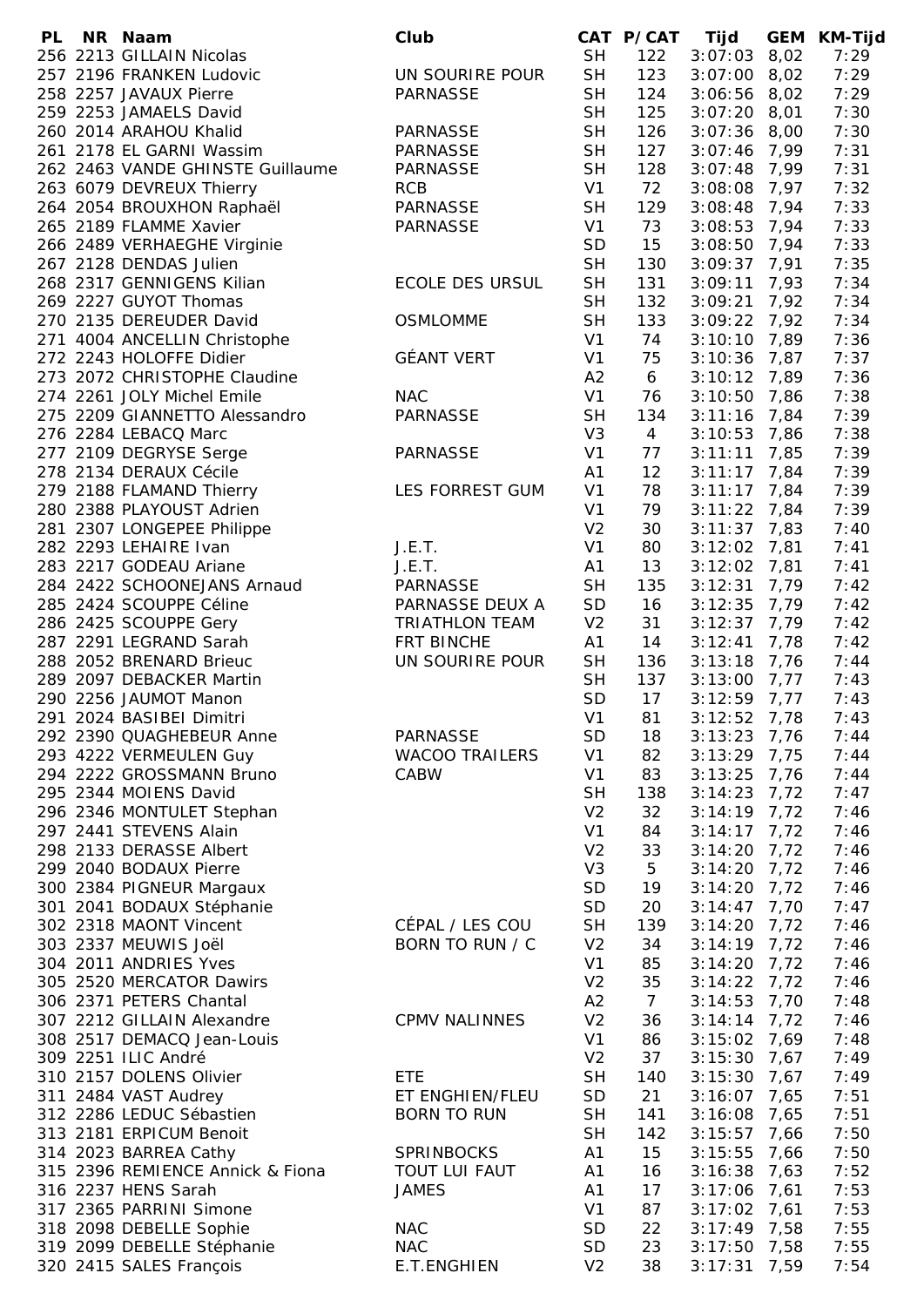| PL | NR | Naam | Club | CAT | P/CAT | Tijd | GEM | KM-Tijd |
|---|---|---|---|---|---|---|---|---|
| 256 | 2213 | GILLAIN Nicolas | | SH | 122 | 3:07:03 | 8,02 | 7:29 |
| 257 | 2196 | FRANKEN Ludovic | UN SOURIRE POUR | SH | 123 | 3:07:00 | 8,02 | 7:29 |
| 258 | 2257 | JAVAUX Pierre | PARNASSE | SH | 124 | 3:06:56 | 8,02 | 7:29 |
| 259 | 2253 | JAMAELS David | | SH | 125 | 3:07:20 | 8,01 | 7:30 |
| 260 | 2014 | ARAHOU Khalid | PARNASSE | SH | 126 | 3:07:36 | 8,00 | 7:30 |
| 261 | 2178 | EL GARNI Wassim | PARNASSE | SH | 127 | 3:07:46 | 7,99 | 7:31 |
| 262 | 2463 | VANDE GHINSTE Guillaume | PARNASSE | SH | 128 | 3:07:48 | 7,99 | 7:31 |
| 263 | 6079 | DEVREUX Thierry | RCB | V1 | 72 | 3:08:08 | 7,97 | 7:32 |
| 264 | 2054 | BROUXHON Raphaël | PARNASSE | SH | 129 | 3:08:48 | 7,94 | 7:33 |
| 265 | 2189 | FLAMME Xavier | PARNASSE | V1 | 73 | 3:08:53 | 7,94 | 7:33 |
| 266 | 2489 | VERHAEGHE Virginie | | SD | 15 | 3:08:50 | 7,94 | 7:33 |
| 267 | 2128 | DENDAS Julien | | SH | 130 | 3:09:37 | 7,91 | 7:35 |
| 268 | 2317 | GENNIGENS Kilian | ECOLE DES URSUL | SH | 131 | 3:09:11 | 7,93 | 7:34 |
| 269 | 2227 | GUYOT Thomas | | SH | 132 | 3:09:21 | 7,92 | 7:34 |
| 270 | 2135 | DEREUDER David | OSMLOMME | SH | 133 | 3:09:22 | 7,92 | 7:34 |
| 271 | 4004 | ANCELLIN Christophe | | V1 | 74 | 3:10:10 | 7,89 | 7:36 |
| 272 | 2243 | HOLOFFE Didier | GÉANT VERT | V1 | 75 | 3:10:36 | 7,87 | 7:37 |
| 273 | 2072 | CHRISTOPHE Claudine | | A2 | 6 | 3:10:12 | 7,89 | 7:36 |
| 274 | 2261 | JOLY Michel Emile | NAC | V1 | 76 | 3:10:50 | 7,86 | 7:38 |
| 275 | 2209 | GIANNETTO Alessandro | PARNASSE | SH | 134 | 3:11:16 | 7,84 | 7:39 |
| 276 | 2284 | LEBACQ Marc | | V3 | 4 | 3:10:53 | 7,86 | 7:38 |
| 277 | 2109 | DEGRYSE Serge | PARNASSE | V1 | 77 | 3:11:11 | 7,85 | 7:39 |
| 278 | 2134 | DERAUX Cécile | | A1 | 12 | 3:11:17 | 7,84 | 7:39 |
| 279 | 2188 | FLAMAND Thierry | LES FORREST GUM | V1 | 78 | 3:11:17 | 7,84 | 7:39 |
| 280 | 2388 | PLAYOUST Adrien | | V1 | 79 | 3:11:22 | 7,84 | 7:39 |
| 281 | 2307 | LONGEPEE Philippe | | V2 | 30 | 3:11:37 | 7,83 | 7:40 |
| 282 | 2293 | LEHAIRE Ivan | J.E.T. | V1 | 80 | 3:12:02 | 7,81 | 7:41 |
| 283 | 2217 | GODEAU Ariane | J.E.T. | A1 | 13 | 3:12:02 | 7,81 | 7:41 |
| 284 | 2422 | SCHOONEJANS Arnaud | PARNASSE | SH | 135 | 3:12:31 | 7,79 | 7:42 |
| 285 | 2424 | SCOUPPE Céline | PARNASSE DEUX A | SD | 16 | 3:12:35 | 7,79 | 7:42 |
| 286 | 2425 | SCOUPPE Gery | TRIATHLON TEAM | V2 | 31 | 3:12:37 | 7,79 | 7:42 |
| 287 | 2291 | LEGRAND Sarah | FRT BINCHE | A1 | 14 | 3:12:41 | 7,78 | 7:42 |
| 288 | 2052 | BRENARD Brieuc | UN SOURIRE POUR | SH | 136 | 3:13:18 | 7,76 | 7:44 |
| 289 | 2097 | DEBACKER Martin | | SH | 137 | 3:13:00 | 7,77 | 7:43 |
| 290 | 2256 | JAUMOT Manon | | SD | 17 | 3:12:59 | 7,77 | 7:43 |
| 291 | 2024 | BASIBEI Dimitri | | V1 | 81 | 3:12:52 | 7,78 | 7:43 |
| 292 | 2390 | QUAGHEBEUR Anne | PARNASSE | SD | 18 | 3:13:23 | 7,76 | 7:44 |
| 293 | 4222 | VERMEULEN Guy | WACOO TRAILERS | V1 | 82 | 3:13:29 | 7,75 | 7:44 |
| 294 | 2222 | GROSSMANN Bruno | CABW | V1 | 83 | 3:13:25 | 7,76 | 7:44 |
| 295 | 2344 | MOIENS David | | SH | 138 | 3:14:23 | 7,72 | 7:47 |
| 296 | 2346 | MONTULET Stephan | | V2 | 32 | 3:14:19 | 7,72 | 7:46 |
| 297 | 2441 | STEVENS Alain | | V1 | 84 | 3:14:17 | 7,72 | 7:46 |
| 298 | 2133 | DERASSE Albert | | V2 | 33 | 3:14:20 | 7,72 | 7:46 |
| 299 | 2040 | BODAUX Pierre | | V3 | 5 | 3:14:20 | 7,72 | 7:46 |
| 300 | 2384 | PIGNEUR Margaux | | SD | 19 | 3:14:20 | 7,72 | 7:46 |
| 301 | 2041 | BODAUX Stéphanie | | SD | 20 | 3:14:47 | 7,70 | 7:47 |
| 302 | 2318 | MAONT Vincent | CÉPAL / LES COU | SH | 139 | 3:14:20 | 7,72 | 7:46 |
| 303 | 2337 | MEUWIS Joël | BORN TO RUN / C | V2 | 34 | 3:14:19 | 7,72 | 7:46 |
| 304 | 2011 | ANDRIES Yves | | V1 | 85 | 3:14:20 | 7,72 | 7:46 |
| 305 | 2520 | MERCATOR Dawirs | | V2 | 35 | 3:14:22 | 7,72 | 7:46 |
| 306 | 2371 | PETERS Chantal | | A2 | 7 | 3:14:53 | 7,70 | 7:48 |
| 307 | 2212 | GILLAIN Alexandre | CPMV NALINNES | V2 | 36 | 3:14:14 | 7,72 | 7:46 |
| 308 | 2517 | DEMACQ Jean-Louis | | V1 | 86 | 3:15:02 | 7,69 | 7:48 |
| 309 | 2251 | ILIC André | | V2 | 37 | 3:15:30 | 7,67 | 7:49 |
| 310 | 2157 | DOLENS Olivier | ETE | SH | 140 | 3:15:30 | 7,67 | 7:49 |
| 311 | 2484 | VAST Audrey | ET ENGHIEN/FLEU | SD | 21 | 3:16:07 | 7,65 | 7:51 |
| 312 | 2286 | LEDUC Sébastien | BORN TO RUN | SH | 141 | 3:16:08 | 7,65 | 7:51 |
| 313 | 2181 | ERPICUM Benoit | | SH | 142 | 3:15:57 | 7,66 | 7:50 |
| 314 | 2023 | BARREA Cathy | SPRINBOCKS | A1 | 15 | 3:15:55 | 7,66 | 7:50 |
| 315 | 2396 | REMIENCE Annick & Fiona | TOUT LUI FAUT | A1 | 16 | 3:16:38 | 7,63 | 7:52 |
| 316 | 2237 | HENS Sarah | JAMES | A1 | 17 | 3:17:06 | 7,61 | 7:53 |
| 317 | 2365 | PARRINI Simone | | V1 | 87 | 3:17:02 | 7,61 | 7:53 |
| 318 | 2098 | DEBELLE Sophie | NAC | SD | 22 | 3:17:49 | 7,58 | 7:55 |
| 319 | 2099 | DEBELLE Stéphanie | NAC | SD | 23 | 3:17:50 | 7,58 | 7:55 |
| 320 | 2415 | SALES François | E.T.ENGHIEN | V2 | 38 | 3:17:31 | 7,59 | 7:54 |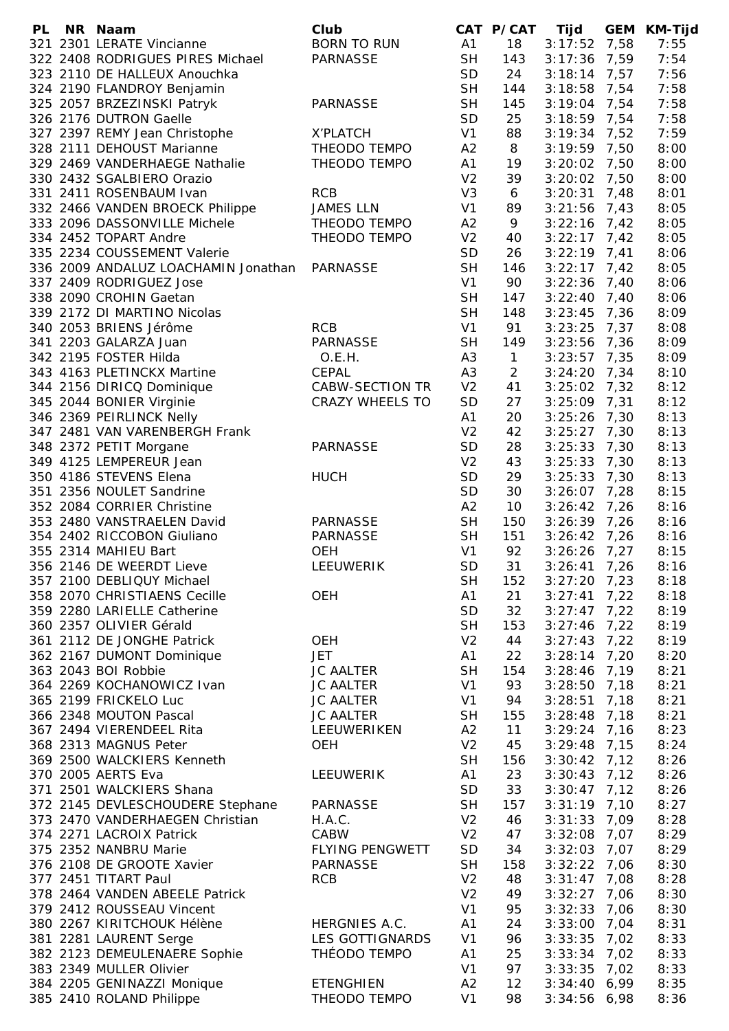| PL | NR | Naam | Club | CAT | P/CAT | Tijd | GEM | KM-Tijd |
|---|---|---|---|---|---|---|---|---|
| 321 | 2301 | LERATE Vincianne | BORN TO RUN | A1 | 18 | 3:17:52 | 7,58 | 7:55 |
| 322 | 2408 | RODRIGUES PIRES Michael | PARNASSE | SH | 143 | 3:17:36 | 7,59 | 7:54 |
| 323 | 2110 | DE HALLEUX Anouchka | | SD | 24 | 3:18:14 | 7,57 | 7:56 |
| 324 | 2190 | FLANDROY Benjamin | | SH | 144 | 3:18:58 | 7,54 | 7:58 |
| 325 | 2057 | BRZEZINSKI Patryk | PARNASSE | SH | 145 | 3:19:04 | 7,54 | 7:58 |
| 326 | 2176 | DUTRON Gaelle | | SD | 25 | 3:18:59 | 7,54 | 7:58 |
| 327 | 2397 | REMY Jean Christophe | X'PLATCH | V1 | 88 | 3:19:34 | 7,52 | 7:59 |
| 328 | 2111 | DEHOUST Marianne | THEODO TEMPO | A2 | 8 | 3:19:59 | 7,50 | 8:00 |
| 329 | 2469 | VANDERHAEGE Nathalie | THEODO TEMPO | A1 | 19 | 3:20:02 | 7,50 | 8:00 |
| 330 | 2432 | SGALBIERO Orazio | | V2 | 39 | 3:20:02 | 7,50 | 8:00 |
| 331 | 2411 | ROSENBAUM Ivan | RCB | V3 | 6 | 3:20:31 | 7,48 | 8:01 |
| 332 | 2466 | VANDEN BROECK Philippe | JAMES LLN | V1 | 89 | 3:21:56 | 7,43 | 8:05 |
| 333 | 2096 | DASSONVILLE Michele | THEODO TEMPO | A2 | 9 | 3:22:16 | 7,42 | 8:05 |
| 334 | 2452 | TOPART Andre | THEODO TEMPO | V2 | 40 | 3:22:17 | 7,42 | 8:05 |
| 335 | 2234 | COUSSEMENT Valerie | | SD | 26 | 3:22:19 | 7,41 | 8:06 |
| 336 | 2009 | ANDALUZ LOACHAMIN Jonathan | PARNASSE | SH | 146 | 3:22:17 | 7,42 | 8:05 |
| 337 | 2409 | RODRIGUEZ Jose | | V1 | 90 | 3:22:36 | 7,40 | 8:06 |
| 338 | 2090 | CROHIN Gaetan | | SH | 147 | 3:22:40 | 7,40 | 8:06 |
| 339 | 2172 | DI MARTINO Nicolas | | SH | 148 | 3:23:45 | 7,36 | 8:09 |
| 340 | 2053 | BRIENS Jérôme | RCB | V1 | 91 | 3:23:25 | 7,37 | 8:08 |
| 341 | 2203 | GALARZA Juan | PARNASSE | SH | 149 | 3:23:56 | 7,36 | 8:09 |
| 342 | 2195 | FOSTER Hilda | O.E.H. | A3 | 1 | 3:23:57 | 7,35 | 8:09 |
| 343 | 4163 | PLETINCKX Martine | CEPAL | A3 | 2 | 3:24:20 | 7,34 | 8:10 |
| 344 | 2156 | DIRICQ Dominique | CABW-SECTION TR | V2 | 41 | 3:25:02 | 7,32 | 8:12 |
| 345 | 2044 | BONIER Virginie | CRAZY WHEELS TO | SD | 27 | 3:25:09 | 7,31 | 8:12 |
| 346 | 2369 | PEIRLINCK Nelly | | A1 | 20 | 3:25:26 | 7,30 | 8:13 |
| 347 | 2481 | VAN VARENBERGH Frank | | V2 | 42 | 3:25:27 | 7,30 | 8:13 |
| 348 | 2372 | PETIT Morgane | PARNASSE | SD | 28 | 3:25:33 | 7,30 | 8:13 |
| 349 | 4125 | LEMPEREUR Jean | | V2 | 43 | 3:25:33 | 7,30 | 8:13 |
| 350 | 4186 | STEVENS Elena | HUCH | SD | 29 | 3:25:33 | 7,30 | 8:13 |
| 351 | 2356 | NOULET Sandrine | | SD | 30 | 3:26:07 | 7,28 | 8:15 |
| 352 | 2084 | CORRIER Christine | | A2 | 10 | 3:26:42 | 7,26 | 8:16 |
| 353 | 2480 | VANSTRAELEN David | PARNASSE | SH | 150 | 3:26:39 | 7,26 | 8:16 |
| 354 | 2402 | RICCOBON Giuliano | PARNASSE | SH | 151 | 3:26:42 | 7,26 | 8:16 |
| 355 | 2314 | MAHIEU Bart | OEH | V1 | 92 | 3:26:26 | 7,27 | 8:15 |
| 356 | 2146 | DE WEERDT Lieve | LEEUWERIK | SD | 31 | 3:26:41 | 7,26 | 8:16 |
| 357 | 2100 | DEBLIQUY Michael | | SH | 152 | 3:27:20 | 7,23 | 8:18 |
| 358 | 2070 | CHRISTIAENS Cecille | OEH | A1 | 21 | 3:27:41 | 7,22 | 8:18 |
| 359 | 2280 | LARIELLE Catherine | | SD | 32 | 3:27:47 | 7,22 | 8:19 |
| 360 | 2357 | OLIVIER Gérald | | SH | 153 | 3:27:46 | 7,22 | 8:19 |
| 361 | 2112 | DE JONGHE Patrick | OEH | V2 | 44 | 3:27:43 | 7,22 | 8:19 |
| 362 | 2167 | DUMONT Dominique | JET | A1 | 22 | 3:28:14 | 7,20 | 8:20 |
| 363 | 2043 | BOI Robbie | JC AALTER | SH | 154 | 3:28:46 | 7,19 | 8:21 |
| 364 | 2269 | KOCHANOWICZ Ivan | JC AALTER | V1 | 93 | 3:28:50 | 7,18 | 8:21 |
| 365 | 2199 | FRICKELO Luc | JC AALTER | V1 | 94 | 3:28:51 | 7,18 | 8:21 |
| 366 | 2348 | MOUTON Pascal | JC AALTER | SH | 155 | 3:28:48 | 7,18 | 8:21 |
| 367 | 2494 | VIERENDEEL Rita | LEEUWERIKEN | A2 | 11 | 3:29:24 | 7,16 | 8:23 |
| 368 | 2313 | MAGNUS Peter | OEH | V2 | 45 | 3:29:48 | 7,15 | 8:24 |
| 369 | 2500 | WALCKIERS Kenneth | | SH | 156 | 3:30:42 | 7,12 | 8:26 |
| 370 | 2005 | AERTS Eva | LEEUWERIK | A1 | 23 | 3:30:43 | 7,12 | 8:26 |
| 371 | 2501 | WALCKIERS Shana | | SD | 33 | 3:30:47 | 7,12 | 8:26 |
| 372 | 2145 | DEVLESCHOUDERE Stephane | PARNASSE | SH | 157 | 3:31:19 | 7,10 | 8:27 |
| 373 | 2470 | VANDERHAEGEN Christian | H.A.C. | V2 | 46 | 3:31:33 | 7,09 | 8:28 |
| 374 | 2271 | LACROIX Patrick | CABW | V2 | 47 | 3:32:08 | 7,07 | 8:29 |
| 375 | 2352 | NANBRU Marie | FLYING PENGWETT | SD | 34 | 3:32:03 | 7,07 | 8:29 |
| 376 | 2108 | DE GROOTE Xavier | PARNASSE | SH | 158 | 3:32:22 | 7,06 | 8:30 |
| 377 | 2451 | TITART Paul | RCB | V2 | 48 | 3:31:47 | 7,08 | 8:28 |
| 378 | 2464 | VANDEN ABEELE Patrick | | V2 | 49 | 3:32:27 | 7,06 | 8:30 |
| 379 | 2412 | ROUSSEAU Vincent | | V1 | 95 | 3:32:33 | 7,06 | 8:30 |
| 380 | 2267 | KIRITCHOUK Hélène | HERGNIES A.C. | A1 | 24 | 3:33:00 | 7,04 | 8:31 |
| 381 | 2281 | LAURENT Serge | LES GOTTIGNARDS | V1 | 96 | 3:33:35 | 7,02 | 8:33 |
| 382 | 2123 | DEMEULENAERE Sophie | THÉODO TEMPO | A1 | 25 | 3:33:34 | 7,02 | 8:33 |
| 383 | 2349 | MULLER Olivier | | V1 | 97 | 3:33:35 | 7,02 | 8:33 |
| 384 | 2205 | GENINAZZI Monique | ETENGHIEN | A2 | 12 | 3:34:40 | 6,99 | 8:35 |
| 385 | 2410 | ROLAND Philippe | THEODO TEMPO | V1 | 98 | 3:34:56 | 6,98 | 8:36 |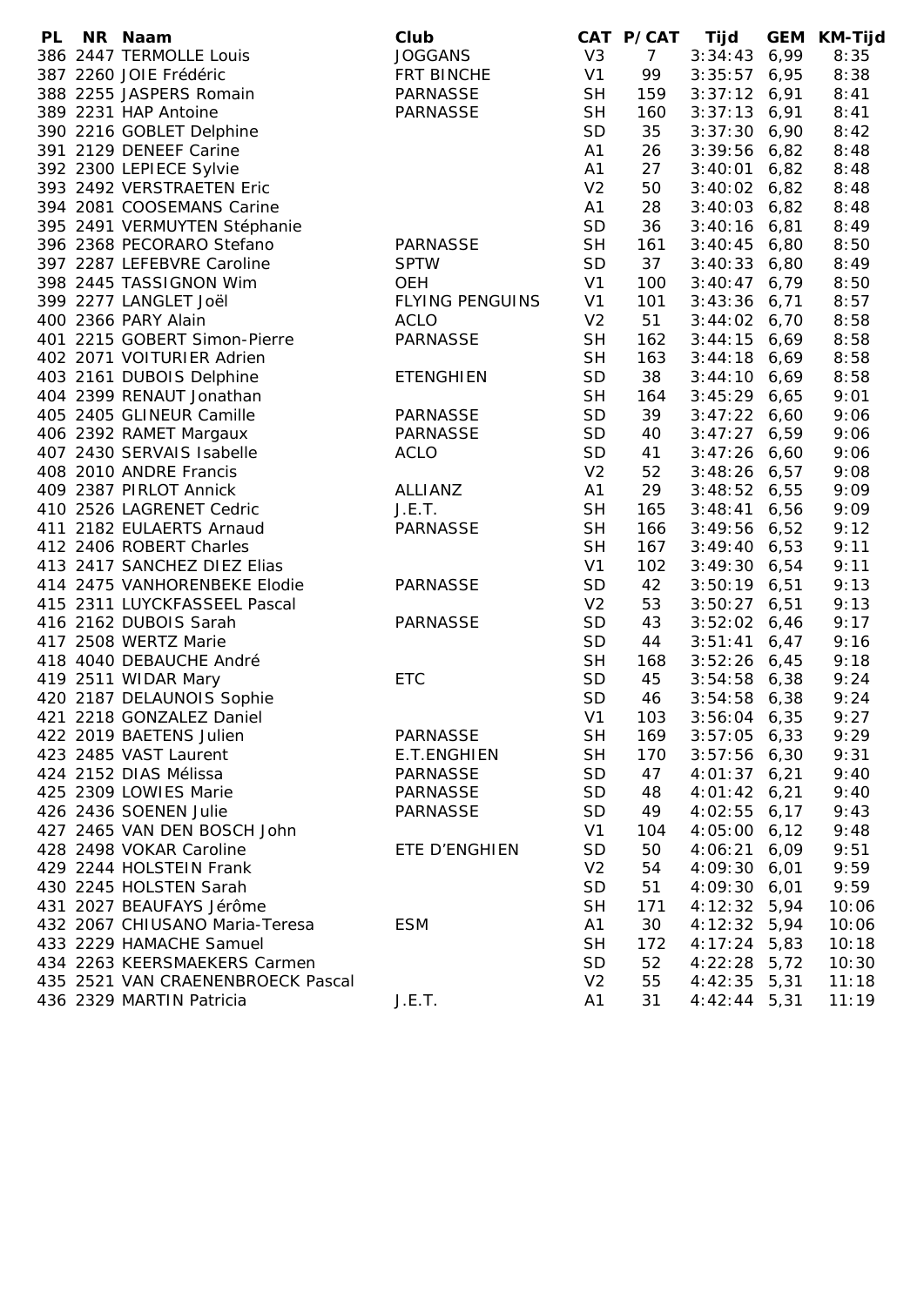| PL | NR | Naam | Club | CAT | P/CAT | Tijd | GEM | KM-Tijd |
|---|---|---|---|---|---|---|---|---|
| 386 | 2447 | TERMOLLE Louis | JOGGANS | V3 | 7 | 3:34:43 | 6,99 | 8:35 |
| 387 | 2260 | JOIE Frédéric | FRT BINCHE | V1 | 99 | 3:35:57 | 6,95 | 8:38 |
| 388 | 2255 | JASPERS Romain | PARNASSE | SH | 159 | 3:37:12 | 6,91 | 8:41 |
| 389 | 2231 | HAP Antoine | PARNASSE | SH | 160 | 3:37:13 | 6,91 | 8:41 |
| 390 | 2216 | GOBLET Delphine | | SD | 35 | 3:37:30 | 6,90 | 8:42 |
| 391 | 2129 | DENEEF Carine | | A1 | 26 | 3:39:56 | 6,82 | 8:48 |
| 392 | 2300 | LEPIECE Sylvie | | A1 | 27 | 3:40:01 | 6,82 | 8:48 |
| 393 | 2492 | VERSTRAETEN Eric | | V2 | 50 | 3:40:02 | 6,82 | 8:48 |
| 394 | 2081 | COOSEMANS Carine | | A1 | 28 | 3:40:03 | 6,82 | 8:48 |
| 395 | 2491 | VERMUYTEN Stéphanie | | SD | 36 | 3:40:16 | 6,81 | 8:49 |
| 396 | 2368 | PECORARO Stefano | PARNASSE | SH | 161 | 3:40:45 | 6,80 | 8:50 |
| 397 | 2287 | LEFEBVRE Caroline | SPTW | SD | 37 | 3:40:33 | 6,80 | 8:49 |
| 398 | 2445 | TASSIGNON Wim | OEH | V1 | 100 | 3:40:47 | 6,79 | 8:50 |
| 399 | 2277 | LANGLET Joël | FLYING PENGUINS | V1 | 101 | 3:43:36 | 6,71 | 8:57 |
| 400 | 2366 | PARY Alain | ACLO | V2 | 51 | 3:44:02 | 6,70 | 8:58 |
| 401 | 2215 | GOBERT Simon-Pierre | PARNASSE | SH | 162 | 3:44:15 | 6,69 | 8:58 |
| 402 | 2071 | VOITURIER Adrien | | SH | 163 | 3:44:18 | 6,69 | 8:58 |
| 403 | 2161 | DUBOIS Delphine | ETENGHIEN | SD | 38 | 3:44:10 | 6,69 | 8:58 |
| 404 | 2399 | RENAUT Jonathan | | SH | 164 | 3:45:29 | 6,65 | 9:01 |
| 405 | 2405 | GLINEUR Camille | PARNASSE | SD | 39 | 3:47:22 | 6,60 | 9:06 |
| 406 | 2392 | RAMET Margaux | PARNASSE | SD | 40 | 3:47:27 | 6,59 | 9:06 |
| 407 | 2430 | SERVAIS Isabelle | ACLO | SD | 41 | 3:47:26 | 6,60 | 9:06 |
| 408 | 2010 | ANDRE Francis | | V2 | 52 | 3:48:26 | 6,57 | 9:08 |
| 409 | 2387 | PIRLOT Annick | ALLIANZ | A1 | 29 | 3:48:52 | 6,55 | 9:09 |
| 410 | 2526 | LAGRENET Cedric | J.E.T. | SH | 165 | 3:48:41 | 6,56 | 9:09 |
| 411 | 2182 | EULAERTS Arnaud | PARNASSE | SH | 166 | 3:49:56 | 6,52 | 9:12 |
| 412 | 2406 | ROBERT Charles | | SH | 167 | 3:49:40 | 6,53 | 9:11 |
| 413 | 2417 | SANCHEZ DIEZ Elias | | V1 | 102 | 3:49:30 | 6,54 | 9:11 |
| 414 | 2475 | VANHORENBEKE Elodie | PARNASSE | SD | 42 | 3:50:19 | 6,51 | 9:13 |
| 415 | 2311 | LUYCKFASSEEL Pascal | | V2 | 53 | 3:50:27 | 6,51 | 9:13 |
| 416 | 2162 | DUBOIS Sarah | PARNASSE | SD | 43 | 3:52:02 | 6,46 | 9:17 |
| 417 | 2508 | WERTZ Marie | | SD | 44 | 3:51:41 | 6,47 | 9:16 |
| 418 | 4040 | DEBAUCHE André | | SH | 168 | 3:52:26 | 6,45 | 9:18 |
| 419 | 2511 | WIDAR Mary | ETC | SD | 45 | 3:54:58 | 6,38 | 9:24 |
| 420 | 2187 | DELAUNOIS Sophie | | SD | 46 | 3:54:58 | 6,38 | 9:24 |
| 421 | 2218 | GONZALEZ Daniel | | V1 | 103 | 3:56:04 | 6,35 | 9:27 |
| 422 | 2019 | BAETENS Julien | PARNASSE | SH | 169 | 3:57:05 | 6,33 | 9:29 |
| 423 | 2485 | VAST Laurent | E.T.ENGHIEN | SH | 170 | 3:57:56 | 6,30 | 9:31 |
| 424 | 2152 | DIAS Mélissa | PARNASSE | SD | 47 | 4:01:37 | 6,21 | 9:40 |
| 425 | 2309 | LOWIES Marie | PARNASSE | SD | 48 | 4:01:42 | 6,21 | 9:40 |
| 426 | 2436 | SOENEN Julie | PARNASSE | SD | 49 | 4:02:55 | 6,17 | 9:43 |
| 427 | 2465 | VAN DEN BOSCH John | | V1 | 104 | 4:05:00 | 6,12 | 9:48 |
| 428 | 2498 | VOKAR Caroline | ETE D'ENGHIEN | SD | 50 | 4:06:21 | 6,09 | 9:51 |
| 429 | 2244 | HOLSTEIN Frank | | V2 | 54 | 4:09:30 | 6,01 | 9:59 |
| 430 | 2245 | HOLSTEN Sarah | | SD | 51 | 4:09:30 | 6,01 | 9:59 |
| 431 | 2027 | BEAUFAYS Jérôme | | SH | 171 | 4:12:32 | 5,94 | 10:06 |
| 432 | 2067 | CHIUSANO Maria-Teresa | ESM | A1 | 30 | 4:12:32 | 5,94 | 10:06 |
| 433 | 2229 | HAMACHE Samuel | | SH | 172 | 4:17:24 | 5,83 | 10:18 |
| 434 | 2263 | KEERSMAEKERS Carmen | | SD | 52 | 4:22:28 | 5,72 | 10:30 |
| 435 | 2521 | VAN CRAENENBROECK Pascal | | V2 | 55 | 4:42:35 | 5,31 | 11:18 |
| 436 | 2329 | MARTIN Patricia | J.E.T. | A1 | 31 | 4:42:44 | 5,31 | 11:19 |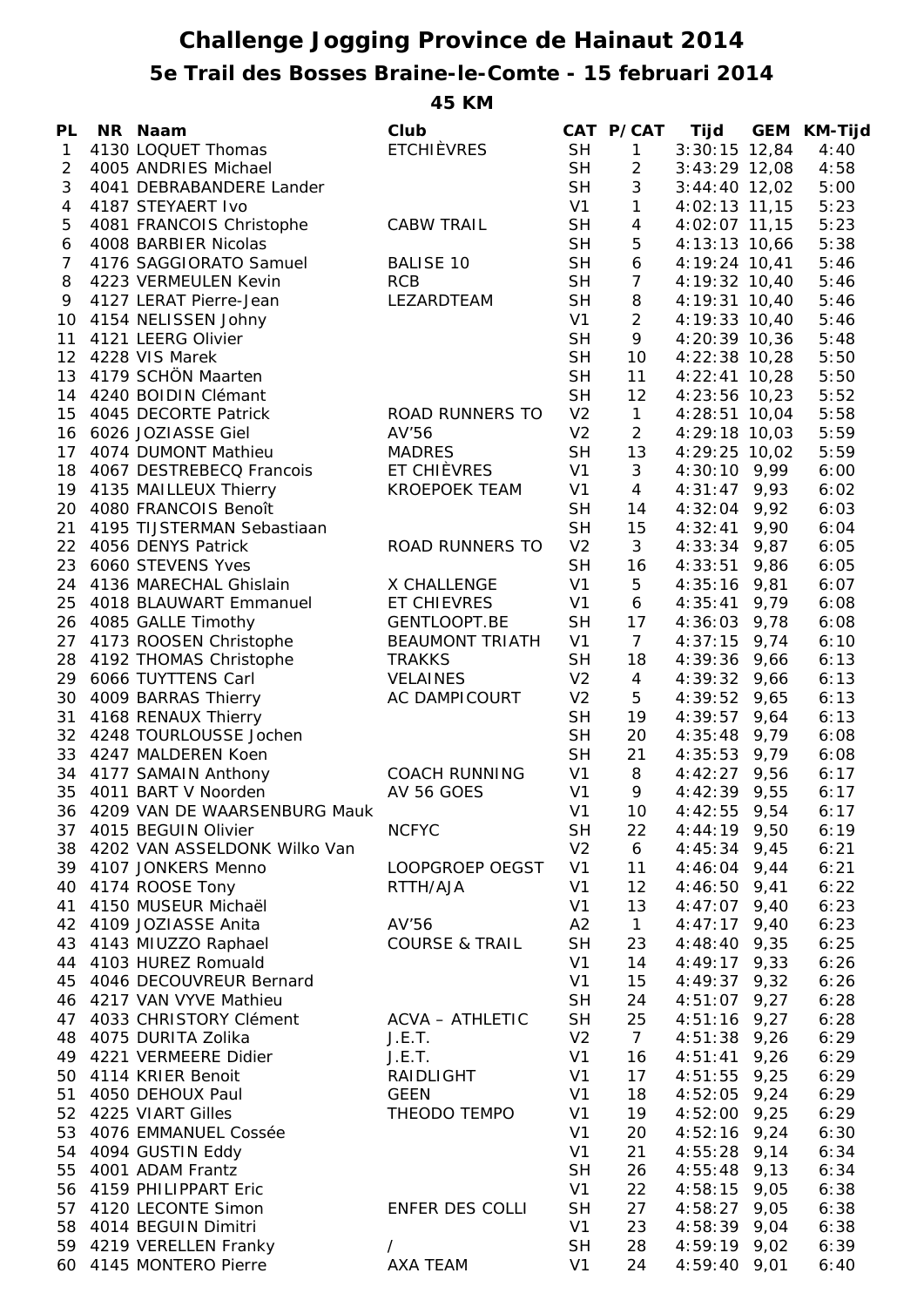# Challenge Jogging Province de Hainaut 2014

## 5e Trail des Bosses Braine-le-Comte - 15 februari 2014

### 45 KM

| PL | NR | Naam | Club | CAT | P/CAT | Tijd | GEM | KM-Tijd |
|---|---|---|---|---|---|---|---|---|
| 1 | 4130 | LOQUET Thomas | ETCHIÈVRES | SH | 1 | 3:30:15 | 12,84 | 4:40 |
| 2 | 4005 | ANDRIES Michael | | SH | 2 | 3:43:29 | 12,08 | 4:58 |
| 3 | 4041 | DEBRABANDERE Lander | | SH | 3 | 3:44:40 | 12,02 | 5:00 |
| 4 | 4187 | STEYAERT Ivo | | V1 | 1 | 4:02:13 | 11,15 | 5:23 |
| 5 | 4081 | FRANCOIS Christophe | CABW TRAIL | SH | 4 | 4:02:07 | 11,15 | 5:23 |
| 6 | 4008 | BARBIER Nicolas | | SH | 5 | 4:13:13 | 10,66 | 5:38 |
| 7 | 4176 | SAGGIORATO Samuel | BALISE 10 | SH | 6 | 4:19:24 | 10,41 | 5:46 |
| 8 | 4223 | VERMEULEN Kevin | RCB | SH | 7 | 4:19:32 | 10,40 | 5:46 |
| 9 | 4127 | LERAT Pierre-Jean | LEZARDTEAM | SH | 8 | 4:19:31 | 10,40 | 5:46 |
| 10 | 4154 | NELISSEN Johny | | V1 | 2 | 4:19:33 | 10,40 | 5:46 |
| 11 | 4121 | LEERG Olivier | | SH | 9 | 4:20:39 | 10,36 | 5:48 |
| 12 | 4228 | VIS Marek | | SH | 10 | 4:22:38 | 10,28 | 5:50 |
| 13 | 4179 | SCHÖN Maarten | | SH | 11 | 4:22:41 | 10,28 | 5:50 |
| 14 | 4240 | BOIDIN Clémant | | SH | 12 | 4:23:56 | 10,23 | 5:52 |
| 15 | 4045 | DECORTE Patrick | ROAD RUNNERS TO | V2 | 1 | 4:28:51 | 10,04 | 5:58 |
| 16 | 6026 | JOZIASSE Giel | AV'56 | V2 | 2 | 4:29:18 | 10,03 | 5:59 |
| 17 | 4074 | DUMONT Mathieu | MADRES | SH | 13 | 4:29:25 | 10,02 | 5:59 |
| 18 | 4067 | DESTREBECQ Francois | ET CHIÈVRES | V1 | 3 | 4:30:10 | 9,99 | 6:00 |
| 19 | 4135 | MAILLEUX Thierry | KROEPOEK TEAM | V1 | 4 | 4:31:47 | 9,93 | 6:02 |
| 20 | 4080 | FRANCOIS Benoît | | SH | 14 | 4:32:04 | 9,92 | 6:03 |
| 21 | 4195 | TIJSTERMAN Sebastiaan | | SH | 15 | 4:32:41 | 9,90 | 6:04 |
| 22 | 4056 | DENYS Patrick | ROAD RUNNERS TO | V2 | 3 | 4:33:34 | 9,87 | 6:05 |
| 23 | 6060 | STEVENS Yves | | SH | 16 | 4:33:51 | 9,86 | 6:05 |
| 24 | 4136 | MARECHAL Ghislain | X CHALLENGE | V1 | 5 | 4:35:16 | 9,81 | 6:07 |
| 25 | 4018 | BLAUWART Emmanuel | ET CHIEVRES | V1 | 6 | 4:35:41 | 9,79 | 6:08 |
| 26 | 4085 | GALLE Timothy | GENTLOOPT.BE | SH | 17 | 4:36:03 | 9,78 | 6:08 |
| 27 | 4173 | ROOSEN Christophe | BEAUMONT TRIATH | V1 | 7 | 4:37:15 | 9,74 | 6:10 |
| 28 | 4192 | THOMAS Christophe | TRAKKS | SH | 18 | 4:39:36 | 9,66 | 6:13 |
| 29 | 6066 | TUYTTENS Carl | VELAINES | V2 | 4 | 4:39:32 | 9,66 | 6:13 |
| 30 | 4009 | BARRAS Thierry | AC DAMPICOURT | V2 | 5 | 4:39:52 | 9,65 | 6:13 |
| 31 | 4168 | RENAUX Thierry | | SH | 19 | 4:39:57 | 9,64 | 6:13 |
| 32 | 4248 | TOURLOUSSE Jochen | | SH | 20 | 4:35:48 | 9,79 | 6:08 |
| 33 | 4247 | MALDEREN Koen | | SH | 21 | 4:35:53 | 9,79 | 6:08 |
| 34 | 4177 | SAMAIN Anthony | COACH RUNNING | V1 | 8 | 4:42:27 | 9,56 | 6:17 |
| 35 | 4011 | BART V Noorden | AV 56 GOES | V1 | 9 | 4:42:39 | 9,55 | 6:17 |
| 36 | 4209 | VAN DE WAARSENBURG Mauk | | V1 | 10 | 4:42:55 | 9,54 | 6:17 |
| 37 | 4015 | BEGUIN Olivier | NCFYC | SH | 22 | 4:44:19 | 9,50 | 6:19 |
| 38 | 4202 | VAN ASSELDONK Wilko Van | | V2 | 6 | 4:45:34 | 9,45 | 6:21 |
| 39 | 4107 | JONKERS Menno | LOOPGROEP OEGST | V1 | 11 | 4:46:04 | 9,44 | 6:21 |
| 40 | 4174 | ROOSE Tony | RTTH/AJA | V1 | 12 | 4:46:50 | 9,41 | 6:22 |
| 41 | 4150 | MUSEUR Michaël | | V1 | 13 | 4:47:07 | 9,40 | 6:23 |
| 42 | 4109 | JOZIASSE Anita | AV'56 | A2 | 1 | 4:47:17 | 9,40 | 6:23 |
| 43 | 4143 | MIUZZO Raphael | COURSE & TRAIL | SH | 23 | 4:48:40 | 9,35 | 6:25 |
| 44 | 4103 | HUREZ Romuald | | V1 | 14 | 4:49:17 | 9,33 | 6:26 |
| 45 | 4046 | DECOUVREUR Bernard | | V1 | 15 | 4:49:37 | 9,32 | 6:26 |
| 46 | 4217 | VAN VYVE Mathieu | | SH | 24 | 4:51:07 | 9,27 | 6:28 |
| 47 | 4033 | CHRISTORY Clément | ACVA – ATHLETIC | SH | 25 | 4:51:16 | 9,27 | 6:28 |
| 48 | 4075 | DURITA Zolika | J.E.T. | V2 | 7 | 4:51:38 | 9,26 | 6:29 |
| 49 | 4221 | VERMEERE Didier | J.E.T. | V1 | 16 | 4:51:41 | 9,26 | 6:29 |
| 50 | 4114 | KRIER Benoit | RAIDLIGHT | V1 | 17 | 4:51:55 | 9,25 | 6:29 |
| 51 | 4050 | DEHOUX Paul | GEEN | V1 | 18 | 4:52:05 | 9,24 | 6:29 |
| 52 | 4225 | VIART Gilles | THEODO TEMPO | V1 | 19 | 4:52:00 | 9,25 | 6:29 |
| 53 | 4076 | EMMANUEL Cossée | | V1 | 20 | 4:52:16 | 9,24 | 6:30 |
| 54 | 4094 | GUSTIN Eddy | | V1 | 21 | 4:55:28 | 9,14 | 6:34 |
| 55 | 4001 | ADAM Frantz | | SH | 26 | 4:55:48 | 9,13 | 6:34 |
| 56 | 4159 | PHILIPPART Eric | | V1 | 22 | 4:58:15 | 9,05 | 6:38 |
| 57 | 4120 | LECONTE Simon | ENFER DES COLLI | SH | 27 | 4:58:27 | 9,05 | 6:38 |
| 58 | 4014 | BEGUIN Dimitri | | V1 | 23 | 4:58:39 | 9,04 | 6:38 |
| 59 | 4219 | VERELLEN Franky | / | SH | 28 | 4:59:19 | 9,02 | 6:39 |
| 60 | 4145 | MONTERO Pierre | AXA TEAM | V1 | 24 | 4:59:40 | 9,01 | 6:40 |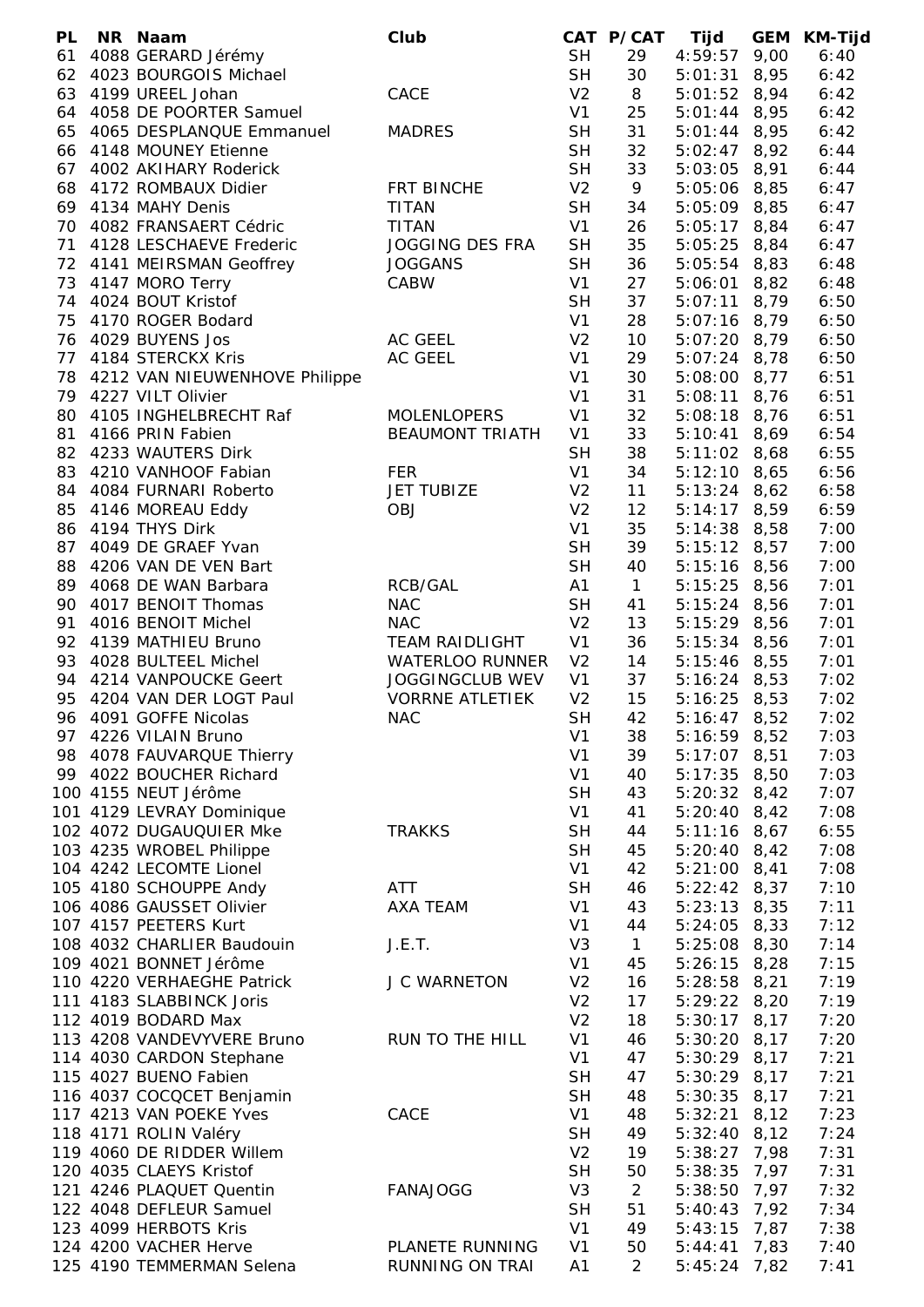| PL | NR | Naam | Club | CAT | P/CAT | Tijd | GEM | KM-Tijd |
|---|---|---|---|---|---|---|---|---|
| 61 | 4088 | GERARD Jérémy | | SH | 29 | 4:59:57 | 9,00 | 6:40 |
| 62 | 4023 | BOURGOIS Michael | | SH | 30 | 5:01:31 | 8,95 | 6:42 |
| 63 | 4199 | UREEL Johan | CACE | V2 | 8 | 5:01:52 | 8,94 | 6:42 |
| 64 | 4058 | DE POORTER Samuel | | V1 | 25 | 5:01:44 | 8,95 | 6:42 |
| 65 | 4065 | DESPLANQUE Emmanuel | MADRES | SH | 31 | 5:01:44 | 8,95 | 6:42 |
| 66 | 4148 | MOUNEY Etienne | | SH | 32 | 5:02:47 | 8,92 | 6:44 |
| 67 | 4002 | AKIHARY Roderick | | SH | 33 | 5:03:05 | 8,91 | 6:44 |
| 68 | 4172 | ROMBAUX Didier | FRT BINCHE | V2 | 9 | 5:05:06 | 8,85 | 6:47 |
| 69 | 4134 | MAHY Denis | TITAN | SH | 34 | 5:05:09 | 8,85 | 6:47 |
| 70 | 4082 | FRANSAERT Cédric | TITAN | V1 | 26 | 5:05:17 | 8,84 | 6:47 |
| 71 | 4128 | LESCHAEVE Frederic | JOGGING DES FRA | SH | 35 | 5:05:25 | 8,84 | 6:47 |
| 72 | 4141 | MEIRSMAN Geoffrey | JOGGANS | SH | 36 | 5:05:54 | 8,83 | 6:48 |
| 73 | 4147 | MORO Terry | CABW | V1 | 27 | 5:06:01 | 8,82 | 6:48 |
| 74 | 4024 | BOUT Kristof | | SH | 37 | 5:07:11 | 8,79 | 6:50 |
| 75 | 4170 | ROGER Bodard | | V1 | 28 | 5:07:16 | 8,79 | 6:50 |
| 76 | 4029 | BUYENS Jos | AC GEEL | V2 | 10 | 5:07:20 | 8,79 | 6:50 |
| 77 | 4184 | STERCKX Kris | AC GEEL | V1 | 29 | 5:07:24 | 8,78 | 6:50 |
| 78 | 4212 | VAN NIEUWENHOVE Philippe | | V1 | 30 | 5:08:00 | 8,77 | 6:51 |
| 79 | 4227 | VILT Olivier | | V1 | 31 | 5:08:11 | 8,76 | 6:51 |
| 80 | 4105 | INGHELBRECHT Raf | MOLENLOPERS | V1 | 32 | 5:08:18 | 8,76 | 6:51 |
| 81 | 4166 | PRIN Fabien | BEAUMONT TRIATH | V1 | 33 | 5:10:41 | 8,69 | 6:54 |
| 82 | 4233 | WAUTERS Dirk | | SH | 38 | 5:11:02 | 8,68 | 6:55 |
| 83 | 4210 | VANHOOF Fabian | FER | V1 | 34 | 5:12:10 | 8,65 | 6:56 |
| 84 | 4084 | FURNARI Roberto | JET TUBIZE | V2 | 11 | 5:13:24 | 8,62 | 6:58 |
| 85 | 4146 | MOREAU Eddy | OBJ | V2 | 12 | 5:14:17 | 8,59 | 6:59 |
| 86 | 4194 | THYS Dirk | | V1 | 35 | 5:14:38 | 8,58 | 7:00 |
| 87 | 4049 | DE GRAEF Yvan | | SH | 39 | 5:15:12 | 8,57 | 7:00 |
| 88 | 4206 | VAN DE VEN Bart | | SH | 40 | 5:15:16 | 8,56 | 7:00 |
| 89 | 4068 | DE WAN Barbara | RCB/GAL | A1 | 1 | 5:15:25 | 8,56 | 7:01 |
| 90 | 4017 | BENOIT Thomas | NAC | SH | 41 | 5:15:24 | 8,56 | 7:01 |
| 91 | 4016 | BENOIT Michel | NAC | V2 | 13 | 5:15:29 | 8,56 | 7:01 |
| 92 | 4139 | MATHIEU Bruno | TEAM RAIDLIGHT | V1 | 36 | 5:15:34 | 8,56 | 7:01 |
| 93 | 4028 | BULTEEL Michel | WATERLOO RUNNER | V2 | 14 | 5:15:46 | 8,55 | 7:01 |
| 94 | 4214 | VANPOUCKE Geert | JOGGINGCLUB WEV | V1 | 37 | 5:16:24 | 8,53 | 7:02 |
| 95 | 4204 | VAN DER LOGT Paul | VORRNE ATLETIEK | V2 | 15 | 5:16:25 | 8,53 | 7:02 |
| 96 | 4091 | GOFFE Nicolas | NAC | SH | 42 | 5:16:47 | 8,52 | 7:02 |
| 97 | 4226 | VILAIN Bruno | | V1 | 38 | 5:16:59 | 8,52 | 7:03 |
| 98 | 4078 | FAUVARQUE Thierry | | V1 | 39 | 5:17:07 | 8,51 | 7:03 |
| 99 | 4022 | BOUCHER Richard | | V1 | 40 | 5:17:35 | 8,50 | 7:03 |
| 100 | 4155 | NEUT Jérôme | | SH | 43 | 5:20:32 | 8,42 | 7:07 |
| 101 | 4129 | LEVRAY Dominique | | V1 | 41 | 5:20:40 | 8,42 | 7:08 |
| 102 | 4072 | DUGAUQUIER Mke | TRAKKS | SH | 44 | 5:11:16 | 8,67 | 6:55 |
| 103 | 4235 | WROBEL Philippe | | SH | 45 | 5:20:40 | 8,42 | 7:08 |
| 104 | 4242 | LECOMTE Lionel | | V1 | 42 | 5:21:00 | 8,41 | 7:08 |
| 105 | 4180 | SCHOUPPE Andy | ATT | SH | 46 | 5:22:42 | 8,37 | 7:10 |
| 106 | 4086 | GAUSSET Olivier | AXA TEAM | V1 | 43 | 5:23:13 | 8,35 | 7:11 |
| 107 | 4157 | PEETERS Kurt | | V1 | 44 | 5:24:05 | 8,33 | 7:12 |
| 108 | 4032 | CHARLIER Baudouin | J.E.T. | V3 | 1 | 5:25:08 | 8,30 | 7:14 |
| 109 | 4021 | BONNET Jérôme | | V1 | 45 | 5:26:15 | 8,28 | 7:15 |
| 110 | 4220 | VERHAEGHE Patrick | J C WARNETON | V2 | 16 | 5:28:58 | 8,21 | 7:19 |
| 111 | 4183 | SLABBINCK Joris | | V2 | 17 | 5:29:22 | 8,20 | 7:19 |
| 112 | 4019 | BODARD Max | | V2 | 18 | 5:30:17 | 8,17 | 7:20 |
| 113 | 4208 | VANDEVYVERE Bruno | RUN TO THE HILL | V1 | 46 | 5:30:20 | 8,17 | 7:20 |
| 114 | 4030 | CARDON Stephane | | V1 | 47 | 5:30:29 | 8,17 | 7:21 |
| 115 | 4027 | BUENO Fabien | | SH | 47 | 5:30:29 | 8,17 | 7:21 |
| 116 | 4037 | COCQCET Benjamin | | SH | 48 | 5:30:35 | 8,17 | 7:21 |
| 117 | 4213 | VAN POEKE Yves | CACE | V1 | 48 | 5:32:21 | 8,12 | 7:23 |
| 118 | 4171 | ROLIN Valéry | | SH | 49 | 5:32:40 | 8,12 | 7:24 |
| 119 | 4060 | DE RIDDER Willem | | V2 | 19 | 5:38:27 | 7,98 | 7:31 |
| 120 | 4035 | CLAEYS Kristof | | SH | 50 | 5:38:35 | 7,97 | 7:31 |
| 121 | 4246 | PLAQUET Quentin | FANAJOGG | V3 | 2 | 5:38:50 | 7,97 | 7:32 |
| 122 | 4048 | DEFLEUR Samuel | | SH | 51 | 5:40:43 | 7,92 | 7:34 |
| 123 | 4099 | HERBOTS Kris | | V1 | 49 | 5:43:15 | 7,87 | 7:38 |
| 124 | 4200 | VACHER Herve | PLANETE RUNNING | V1 | 50 | 5:44:41 | 7,83 | 7:40 |
| 125 | 4190 | TEMMERMAN Selena | RUNNING ON TRAI | A1 | 2 | 5:45:24 | 7,82 | 7:41 |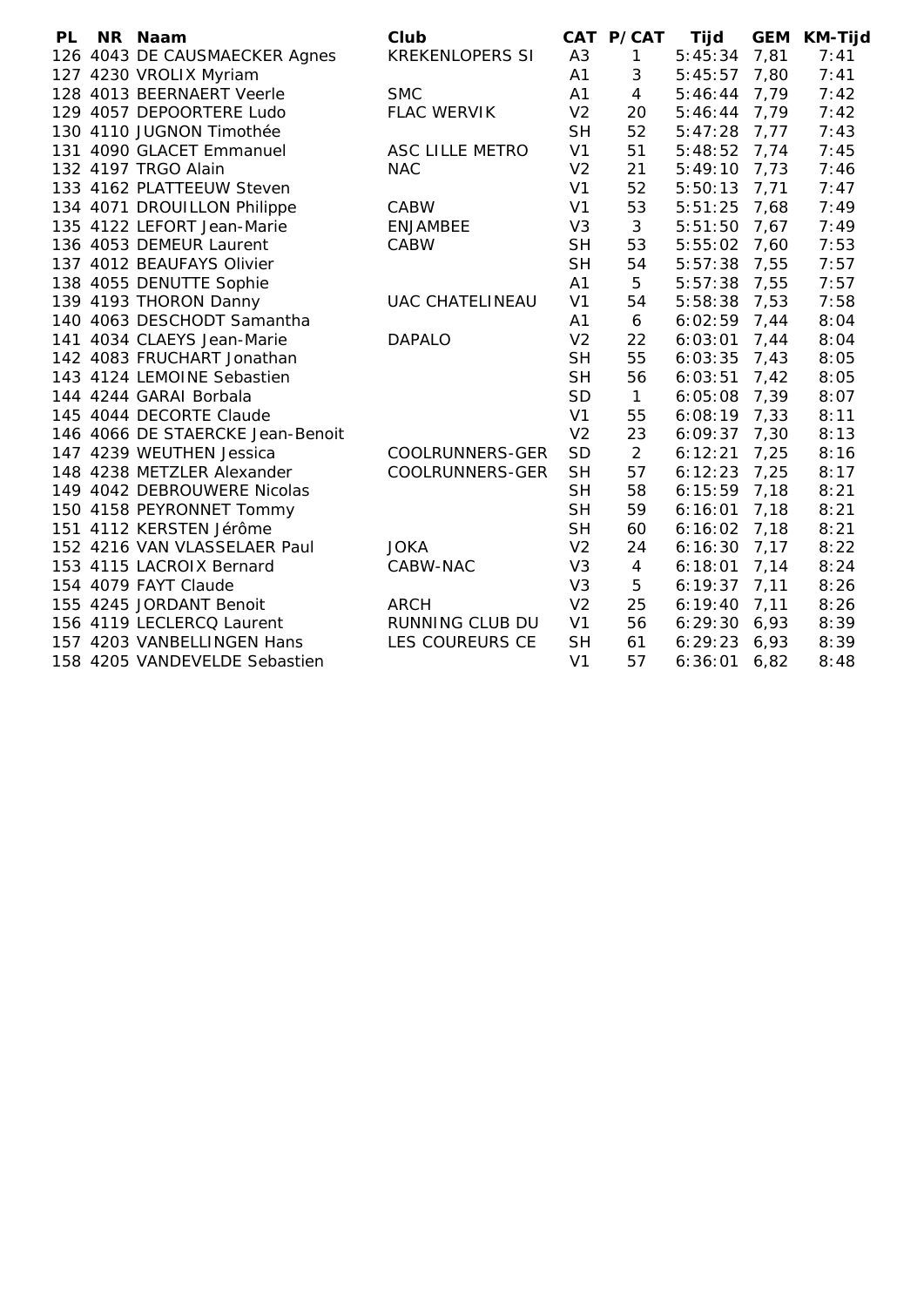| PL | NR | Naam | Club | CAT | P/CAT | Tijd | GEM | KM-Tijd |
|---|---|---|---|---|---|---|---|---|
| 126 | 4043 | DE CAUSMAECKER Agnes | KREKENLOPERS SI | A3 | 1 | 5:45:34 | 7,81 | 7:41 |
| 127 | 4230 | VROLIX Myriam | | A1 | 3 | 5:45:57 | 7,80 | 7:41 |
| 128 | 4013 | BEERNAERT Veerle | SMC | A1 | 4 | 5:46:44 | 7,79 | 7:42 |
| 129 | 4057 | DEPOORTERE Ludo | FLAC WERVIK | V2 | 20 | 5:46:44 | 7,79 | 7:42 |
| 130 | 4110 | JUGNON Timothée | | SH | 52 | 5:47:28 | 7,77 | 7:43 |
| 131 | 4090 | GLACET Emmanuel | ASC LILLE METRO | V1 | 51 | 5:48:52 | 7,74 | 7:45 |
| 132 | 4197 | TRGO Alain | NAC | V2 | 21 | 5:49:10 | 7,73 | 7:46 |
| 133 | 4162 | PLATTEEUW Steven | | V1 | 52 | 5:50:13 | 7,71 | 7:47 |
| 134 | 4071 | DROUILLON Philippe | CABW | V1 | 53 | 5:51:25 | 7,68 | 7:49 |
| 135 | 4122 | LEFORT Jean-Marie | ENJAMBEE | V3 | 3 | 5:51:50 | 7,67 | 7:49 |
| 136 | 4053 | DEMEUR Laurent | CABW | SH | 53 | 5:55:02 | 7,60 | 7:53 |
| 137 | 4012 | BEAUFAYS Olivier | | SH | 54 | 5:57:38 | 7,55 | 7:57 |
| 138 | 4055 | DENUTTE Sophie | | A1 | 5 | 5:57:38 | 7,55 | 7:57 |
| 139 | 4193 | THORON Danny | UAC CHATELINEAU | V1 | 54 | 5:58:38 | 7,53 | 7:58 |
| 140 | 4063 | DESCHODT Samantha | | A1 | 6 | 6:02:59 | 7,44 | 8:04 |
| 141 | 4034 | CLAEYS Jean-Marie | DAPALO | V2 | 22 | 6:03:01 | 7,44 | 8:04 |
| 142 | 4083 | FRUCHART Jonathan | | SH | 55 | 6:03:35 | 7,43 | 8:05 |
| 143 | 4124 | LEMOINE Sebastien | | SH | 56 | 6:03:51 | 7,42 | 8:05 |
| 144 | 4244 | GARAI Borbala | | SD | 1 | 6:05:08 | 7,39 | 8:07 |
| 145 | 4044 | DECORTE Claude | | V1 | 55 | 6:08:19 | 7,33 | 8:11 |
| 146 | 4066 | DE STAERCKE Jean-Benoit | | V2 | 23 | 6:09:37 | 7,30 | 8:13 |
| 147 | 4239 | WEUTHEN Jessica | COOLRUNNERS-GER | SD | 2 | 6:12:21 | 7,25 | 8:16 |
| 148 | 4238 | METZLER Alexander | COOLRUNNERS-GER | SH | 57 | 6:12:23 | 7,25 | 8:17 |
| 149 | 4042 | DEBROUWERE Nicolas | | SH | 58 | 6:15:59 | 7,18 | 8:21 |
| 150 | 4158 | PEYRONNET Tommy | | SH | 59 | 6:16:01 | 7,18 | 8:21 |
| 151 | 4112 | KERSTEN Jérôme | | SH | 60 | 6:16:02 | 7,18 | 8:21 |
| 152 | 4216 | VAN VLASSELAER Paul | JOKA | V2 | 24 | 6:16:30 | 7,17 | 8:22 |
| 153 | 4115 | LACROIX Bernard | CABW-NAC | V3 | 4 | 6:18:01 | 7,14 | 8:24 |
| 154 | 4079 | FAYT Claude | | V3 | 5 | 6:19:37 | 7,11 | 8:26 |
| 155 | 4245 | JORDANT Benoit | ARCH | V2 | 25 | 6:19:40 | 7,11 | 8:26 |
| 156 | 4119 | LECLERCQ Laurent | RUNNING CLUB DU | V1 | 56 | 6:29:30 | 6,93 | 8:39 |
| 157 | 4203 | VANBELLINGEN Hans | LES COUREURS CE | SH | 61 | 6:29:23 | 6,93 | 8:39 |
| 158 | 4205 | VANDEVELDE Sebastien | | V1 | 57 | 6:36:01 | 6,82 | 8:48 |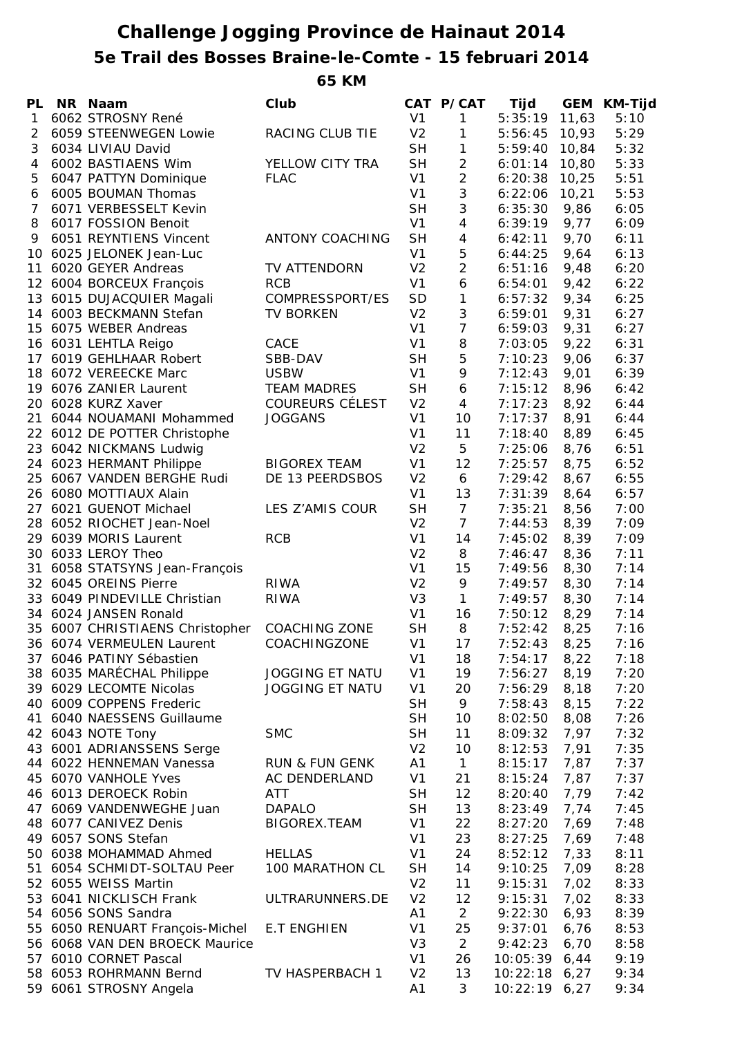# Challenge Jogging Province de Hainaut 2014

## 5e Trail des Bosses Braine-le-Comte - 15 februari 2014

### 65 KM

| PL | NR | Naam | Club | CAT | P/CAT | Tijd | GEM | KM-Tijd |
|---|---|---|---|---|---|---|---|---|
| 1 | 6062 | STROSNY René | | V1 | 1 | 5:35:19 | 11,63 | 5:10 |
| 2 | 6059 | STEENWEGEN Lowie | RACING CLUB TIE | V2 | 1 | 5:56:45 | 10,93 | 5:29 |
| 3 | 6034 | LIVIAU David | | SH | 1 | 5:59:40 | 10,84 | 5:32 |
| 4 | 6002 | BASTIAENS Wim | YELLOW CITY TRA | SH | 2 | 6:01:14 | 10,80 | 5:33 |
| 5 | 6047 | PATTYN Dominique | FLAC | V1 | 2 | 6:20:38 | 10,25 | 5:51 |
| 6 | 6005 | BOUMAN Thomas | | V1 | 3 | 6:22:06 | 10,21 | 5:53 |
| 7 | 6071 | VERBESSELT Kevin | | SH | 3 | 6:35:30 | 9,86 | 6:05 |
| 8 | 6017 | FOSSION Benoit | | V1 | 4 | 6:39:19 | 9,77 | 6:09 |
| 9 | 6051 | REYNTIENS Vincent | ANTONY COACHING | SH | 4 | 6:42:11 | 9,70 | 6:11 |
| 10 | 6025 | JELONEK Jean-Luc | | V1 | 5 | 6:44:25 | 9,64 | 6:13 |
| 11 | 6020 | GEYER Andreas | TV ATTENDORN | V2 | 2 | 6:51:16 | 9,48 | 6:20 |
| 12 | 6004 | BORCEUX François | RCB | V1 | 6 | 6:54:01 | 9,42 | 6:22 |
| 13 | 6015 | DUJACQUIER Magali | COMPRESSPORT/ES | SD | 1 | 6:57:32 | 9,34 | 6:25 |
| 14 | 6003 | BECKMANN Stefan | TV BORKEN | V2 | 3 | 6:59:01 | 9,31 | 6:27 |
| 15 | 6075 | WEBER Andreas | | V1 | 7 | 6:59:03 | 9,31 | 6:27 |
| 16 | 6031 | LEHTLA Reigo | CACE | V1 | 8 | 7:03:05 | 9,22 | 6:31 |
| 17 | 6019 | GEHLHAAR Robert | SBB-DAV | SH | 5 | 7:10:23 | 9,06 | 6:37 |
| 18 | 6072 | VEREECKE Marc | USBW | V1 | 9 | 7:12:43 | 9,01 | 6:39 |
| 19 | 6076 | ZANIER Laurent | TEAM MADRES | SH | 6 | 7:15:12 | 8,96 | 6:42 |
| 20 | 6028 | KURZ Xaver | COUREURS CÉLEST | V2 | 4 | 7:17:23 | 8,92 | 6:44 |
| 21 | 6044 | NOUAMANI Mohammed | JOGGANS | V1 | 10 | 7:17:37 | 8,91 | 6:44 |
| 22 | 6012 | DE POTTER Christophe | | V1 | 11 | 7:18:40 | 8,89 | 6:45 |
| 23 | 6042 | NICKMANS Ludwig | | V2 | 5 | 7:25:06 | 8,76 | 6:51 |
| 24 | 6023 | HERMANT Philippe | BIGOREX TEAM | V1 | 12 | 7:25:57 | 8,75 | 6:52 |
| 25 | 6067 | VANDEN BERGHE Rudi | DE 13 PEERDSBOS | V2 | 6 | 7:29:42 | 8,67 | 6:55 |
| 26 | 6080 | MOTTIAUX Alain | | V1 | 13 | 7:31:39 | 8,64 | 6:57 |
| 27 | 6021 | GUENOT Michael | LES Z'AMIS COUR | SH | 7 | 7:35:21 | 8,56 | 7:00 |
| 28 | 6052 | RIOCHET Jean-Noel | | V2 | 7 | 7:44:53 | 8,39 | 7:09 |
| 29 | 6039 | MORIS Laurent | RCB | V1 | 14 | 7:45:02 | 8,39 | 7:09 |
| 30 | 6033 | LEROY Theo | | V2 | 8 | 7:46:47 | 8,36 | 7:11 |
| 31 | 6058 | STATSYNS Jean-François | | V1 | 15 | 7:49:56 | 8,30 | 7:14 |
| 32 | 6045 | OREINS Pierre | RIWA | V2 | 9 | 7:49:57 | 8,30 | 7:14 |
| 33 | 6049 | PINDEVILLE Christian | RIWA | V3 | 1 | 7:49:57 | 8,30 | 7:14 |
| 34 | 6024 | JANSEN Ronald | | V1 | 16 | 7:50:12 | 8,29 | 7:14 |
| 35 | 6007 | CHRISTIAENS Christopher | COACHING ZONE | SH | 8 | 7:52:42 | 8,25 | 7:16 |
| 36 | 6074 | VERMEULEN Laurent | COACHINGZONE | V1 | 17 | 7:52:43 | 8,25 | 7:16 |
| 37 | 6046 | PATINY Sébastien | | V1 | 18 | 7:54:17 | 8,22 | 7:18 |
| 38 | 6035 | MARÉCHAL Philippe | JOGGING ET NATU | V1 | 19 | 7:56:27 | 8,19 | 7:20 |
| 39 | 6029 | LECOMTE Nicolas | JOGGING ET NATU | V1 | 20 | 7:56:29 | 8,18 | 7:20 |
| 40 | 6009 | COPPENS Frederic | | SH | 9 | 7:58:43 | 8,15 | 7:22 |
| 41 | 6040 | NAESSENS Guillaume | | SH | 10 | 8:02:50 | 8,08 | 7:26 |
| 42 | 6043 | NOTE Tony | SMC | SH | 11 | 8:09:32 | 7,97 | 7:32 |
| 43 | 6001 | ADRIANSSENS Serge | | V2 | 10 | 8:12:53 | 7,91 | 7:35 |
| 44 | 6022 | HENNEMAN Vanessa | RUN & FUN GENK | A1 | 1 | 8:15:17 | 7,87 | 7:37 |
| 45 | 6070 | VANHOLE Yves | AC DENDERLAND | V1 | 21 | 8:15:24 | 7,87 | 7:37 |
| 46 | 6013 | DEROECK Robin | ATT | SH | 12 | 8:20:40 | 7,79 | 7:42 |
| 47 | 6069 | VANDENWEGHE Juan | DAPALO | SH | 13 | 8:23:49 | 7,74 | 7:45 |
| 48 | 6077 | CANIVEZ Denis | BIGOREX.TEAM | V1 | 22 | 8:27:20 | 7,69 | 7:48 |
| 49 | 6057 | SONS Stefan | | V1 | 23 | 8:27:25 | 7,69 | 7:48 |
| 50 | 6038 | MOHAMMAD Ahmed | HELLAS | V1 | 24 | 8:52:12 | 7,33 | 8:11 |
| 51 | 6054 | SCHMIDT-SOLTAU Peer | 100 MARATHON CL | SH | 14 | 9:10:25 | 7,09 | 8:28 |
| 52 | 6055 | WEISS Martin | | V2 | 11 | 9:15:31 | 7,02 | 8:33 |
| 53 | 6041 | NICKLISCH Frank | ULTRARUNNERS.DE | V2 | 12 | 9:15:31 | 7,02 | 8:33 |
| 54 | 6056 | SONS Sandra | | A1 | 2 | 9:22:30 | 6,93 | 8:39 |
| 55 | 6050 | RENUART François-Michel | E.T ENGHIEN | V1 | 25 | 9:37:01 | 6,76 | 8:53 |
| 56 | 6068 | VAN DEN BROECK Maurice | | V3 | 2 | 9:42:23 | 6,70 | 8:58 |
| 57 | 6010 | CORNET Pascal | | V1 | 26 | 10:05:39 | 6,44 | 9:19 |
| 58 | 6053 | ROHRMANN Bernd | TV HASPERBACH 1 | V2 | 13 | 10:22:18 | 6,27 | 9:34 |
| 59 | 6061 | STROSNY Angela | | A1 | 3 | 10:22:19 | 6,27 | 9:34 |